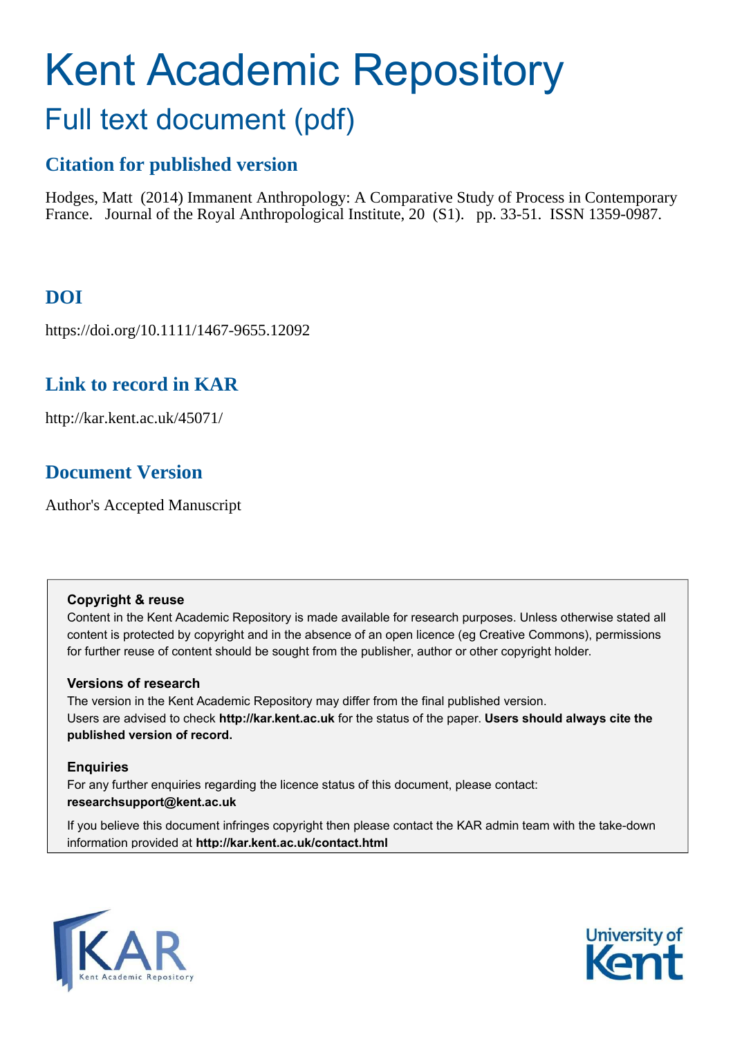# Kent Academic Repository

## Full text document (pdf)

### Citation for published version

Hodges, Matt (2014) Immanent Anthropology: A Comparative Study of Process in Contemporary France. Journal of the Royal Anthropological Institute, 20 (S1). pp. 33-51. ISSN 1359-0987.

### DOI

https://doi.org/10.1111/1467-9655.12092

### Link to record in KAR

http://kar.kent.ac.uk/45071/

### Document Version

Author's Accepted Manuscript

**Copyright & reuse**

Content in the Kent Academic Repository is made available for research purposes. Unless otherwise stated all content is protected by copyright and in the absence of an open licence (eg Creative Commons), permissions for further reuse of content should be sought from the publisher, author or other copyright holder.

**Versions of research**

The version in the Kent Academic Repository may differ from the final published version. Users are advised to check **http://kar.kent.ac.uk** for the status of the paper. **Users should always cite the published version of record.**

**Enquiries**

For any further enquiries regarding the licence status of this document, please contact: **researchsupport@kent.ac.uk**

If you believe this document infringes copyright then please contact the KAR admin team with the take-down information provided at **http://kar.kent.ac.uk/contact.html**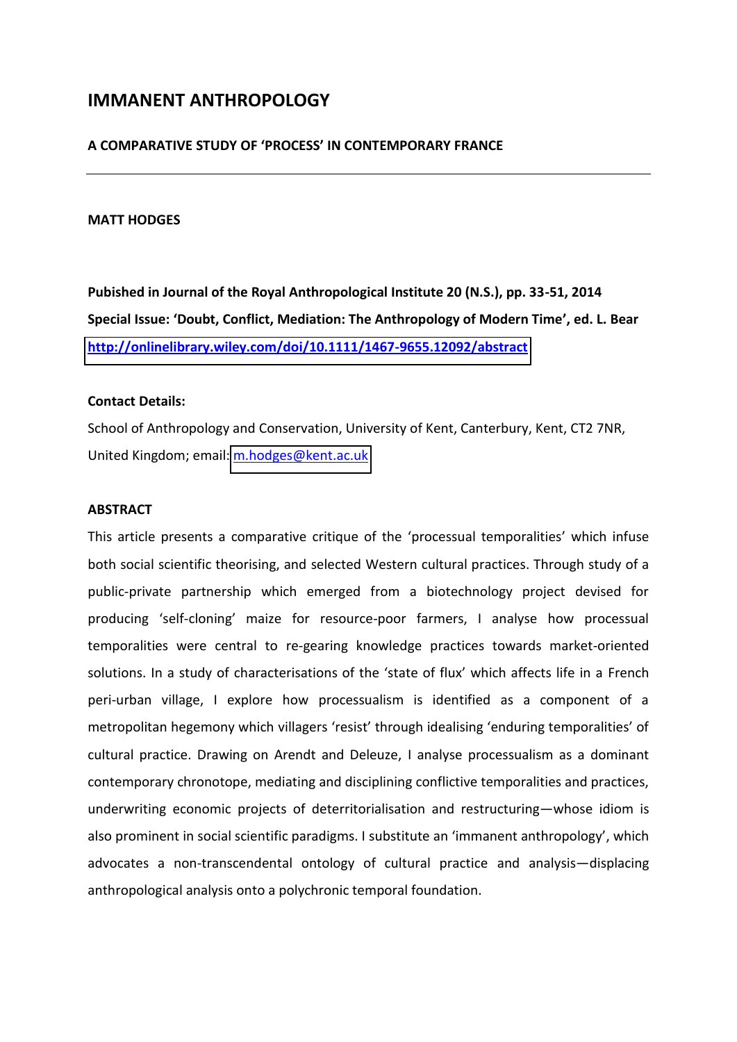# IMMANENT ANTHROPOLOGY

### A COMPARATIVE STUDY OF 'PROCESS' IN CONTEMPORARY FRANCE

---

**MATT HODGES**

**Pubished in Journal of the Royal Anthropological Institute 20 (N.S.), pp. 33-51, 2014**
**Special Issue: 'Doubt, Conflict, Mediation: The Anthropology of Modern Time', ed. L. Bear**
**http://onlinelibrary.wiley.com/doi/10.1111/1467-9655.12092/abstract**

**Contact Details:**
School of Anthropology and Conservation, University of Kent, Canterbury, Kent, CT2 7NR, United Kingdom; email: m.hodges@kent.ac.uk

**ABSTRACT**

This article presents a comparative critique of the 'processual temporalities' which infuse both social scientific theorising, and selected Western cultural practices. Through study of a public-private partnership which emerged from a biotechnology project devised for producing 'self-cloning' maize for resource-poor farmers, I analyse how processual temporalities were central to re-gearing knowledge practices towards market-oriented solutions. In a study of characterisations of the 'state of flux' which affects life in a French peri-urban village, I explore how processualism is identified as a component of a metropolitan hegemony which villagers 'resist' through idealising 'enduring temporalities' of cultural practice. Drawing on Arendt and Deleuze, I analyse processualism as a dominant contemporary chronotope, mediating and disciplining conflictive temporalities and practices, underwriting economic projects of deterritorialisation and restructuring—whose idiom is also prominent in social scientific paradigms. I substitute an 'immanent anthropology', which advocates a non-transcendental ontology of cultural practice and analysis—displacing anthropological analysis onto a polychronic temporal foundation.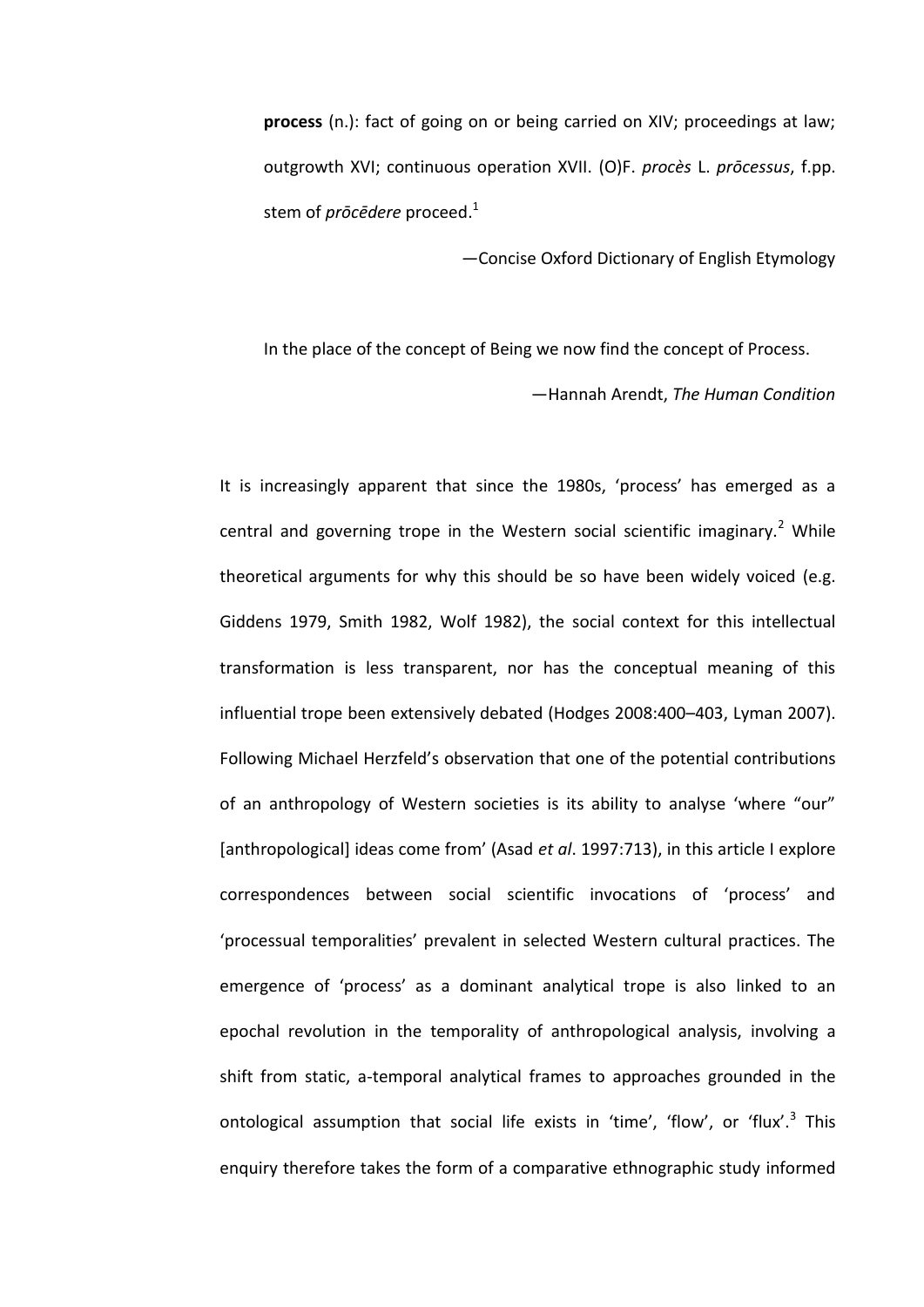> **process** (n.): fact of going on or being carried on XIV; proceedings at law; outgrowth XVI; continuous operation XVII. (O)F. *procès* L. *prōcessus*, f.pp. stem of *prōcēdere* proceed.[1]
>
> —Concise Oxford Dictionary of English Etymology

> In the place of the concept of Being we now find the concept of Process.
>
> —Hannah Arendt, *The Human Condition*

It is increasingly apparent that since the 1980s, 'process' has emerged as a central and governing trope in the Western social scientific imaginary.[2] While theoretical arguments for why this should be so have been widely voiced (e.g. Giddens 1979, Smith 1982, Wolf 1982), the social context for this intellectual transformation is less transparent, nor has the conceptual meaning of this influential trope been extensively debated (Hodges 2008:400–403, Lyman 2007). Following Michael Herzfeld's observation that one of the potential contributions of an anthropology of Western societies is its ability to analyse 'where "our" [anthropological] ideas come from' (Asad *et al*. 1997:713), in this article I explore correspondences between social scientific invocations of 'process' and 'processual temporalities' prevalent in selected Western cultural practices. The emergence of 'process' as a dominant analytical trope is also linked to an epochal revolution in the temporality of anthropological analysis, involving a shift from static, a-temporal analytical frames to approaches grounded in the ontological assumption that social life exists in 'time', 'flow', or 'flux'.[3] This enquiry therefore takes the form of a comparative ethnographic study informed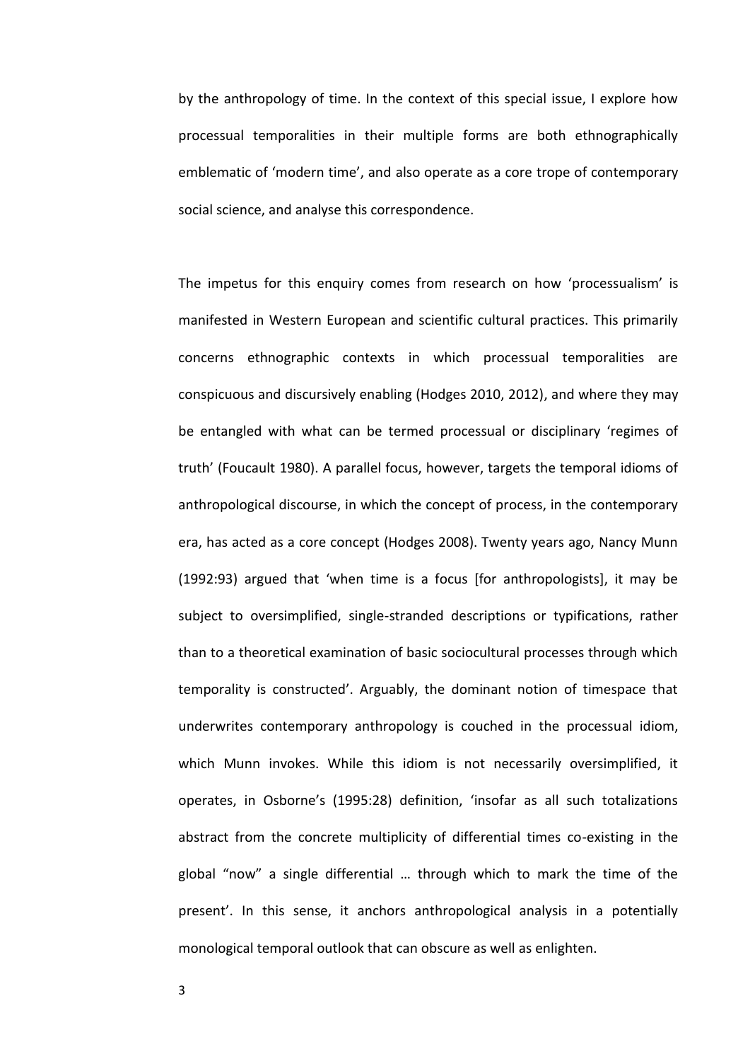by the anthropology of time. In the context of this special issue, I explore how processual temporalities in their multiple forms are both ethnographically emblematic of 'modern time', and also operate as a core trope of contemporary social science, and analyse this correspondence.

The impetus for this enquiry comes from research on how 'processualism' is manifested in Western European and scientific cultural practices. This primarily concerns ethnographic contexts in which processual temporalities are conspicuous and discursively enabling (Hodges 2010, 2012), and where they may be entangled with what can be termed processual or disciplinary 'regimes of truth' (Foucault 1980). A parallel focus, however, targets the temporal idioms of anthropological discourse, in which the concept of process, in the contemporary era, has acted as a core concept (Hodges 2008). Twenty years ago, Nancy Munn (1992:93) argued that 'when time is a focus [for anthropologists], it may be subject to oversimplified, single-stranded descriptions or typifications, rather than to a theoretical examination of basic sociocultural processes through which temporality is constructed'. Arguably, the dominant notion of timespace that underwrites contemporary anthropology is couched in the processual idiom, which Munn invokes. While this idiom is not necessarily oversimplified, it operates, in Osborne's (1995:28) definition, 'insofar as all such totalizations abstract from the concrete multiplicity of differential times co-existing in the global "now" a single differential … through which to mark the time of the present'. In this sense, it anchors anthropological analysis in a potentially monological temporal outlook that can obscure as well as enlighten.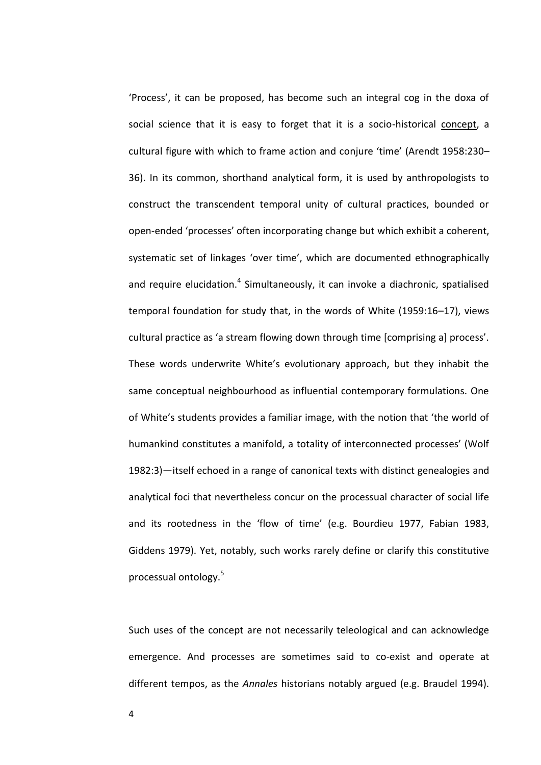'Process', it can be proposed, has become such an integral cog in the doxa of social science that it is easy to forget that it is a socio-historical concept, a cultural figure with which to frame action and conjure 'time' (Arendt 1958:230–36). In its common, shorthand analytical form, it is used by anthropologists to construct the transcendent temporal unity of cultural practices, bounded or open-ended 'processes' often incorporating change but which exhibit a coherent, systematic set of linkages 'over time', which are documented ethnographically and require elucidation.[4] Simultaneously, it can invoke a diachronic, spatialised temporal foundation for study that, in the words of White (1959:16–17), views cultural practice as 'a stream flowing down through time [comprising a] process'. These words underwrite White's evolutionary approach, but they inhabit the same conceptual neighbourhood as influential contemporary formulations. One of White's students provides a familiar image, with the notion that 'the world of humankind constitutes a manifold, a totality of interconnected processes' (Wolf 1982:3)—itself echoed in a range of canonical texts with distinct genealogies and analytical foci that nevertheless concur on the processual character of social life and its rootedness in the 'flow of time' (e.g. Bourdieu 1977, Fabian 1983, Giddens 1979). Yet, notably, such works rarely define or clarify this constitutive processual ontology.[5]

Such uses of the concept are not necessarily teleological and can acknowledge emergence. And processes are sometimes said to co-exist and operate at different tempos, as the *Annales* historians notably argued (e.g. Braudel 1994).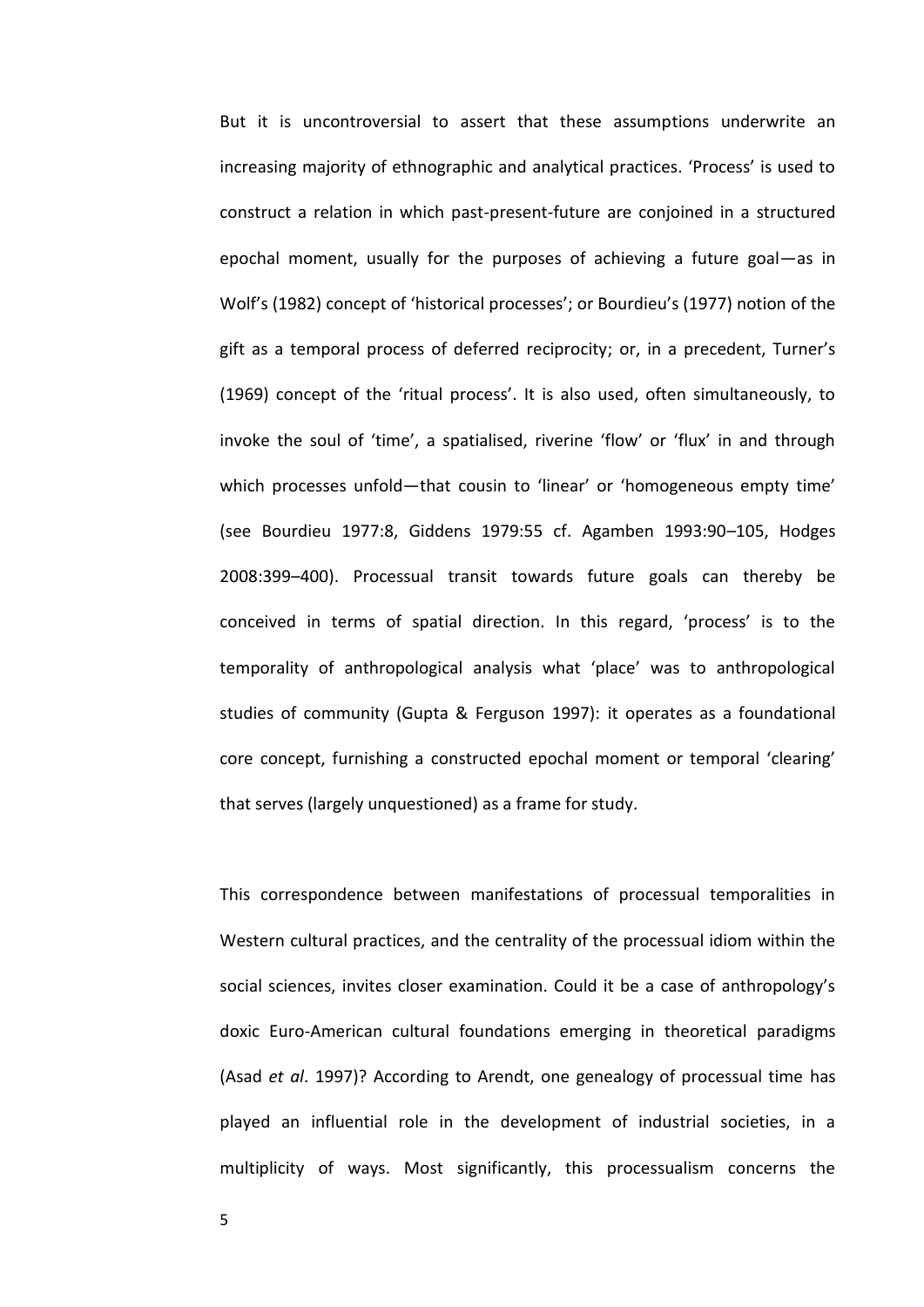But it is uncontroversial to assert that these assumptions underwrite an increasing majority of ethnographic and analytical practices. 'Process' is used to construct a relation in which past-present-future are conjoined in a structured epochal moment, usually for the purposes of achieving a future goal—as in Wolf's (1982) concept of 'historical processes'; or Bourdieu's (1977) notion of the gift as a temporal process of deferred reciprocity; or, in a precedent, Turner's (1969) concept of the 'ritual process'. It is also used, often simultaneously, to invoke the soul of 'time', a spatialised, riverine 'flow' or 'flux' in and through which processes unfold—that cousin to 'linear' or 'homogeneous empty time' (see Bourdieu 1977:8, Giddens 1979:55 cf. Agamben 1993:90–105, Hodges 2008:399–400). Processual transit towards future goals can thereby be conceived in terms of spatial direction. In this regard, 'process' is to the temporality of anthropological analysis what 'place' was to anthropological studies of community (Gupta & Ferguson 1997): it operates as a foundational core concept, furnishing a constructed epochal moment or temporal 'clearing' that serves (largely unquestioned) as a frame for study.

This correspondence between manifestations of processual temporalities in Western cultural practices, and the centrality of the processual idiom within the social sciences, invites closer examination. Could it be a case of anthropology's doxic Euro-American cultural foundations emerging in theoretical paradigms (Asad *et al*. 1997)? According to Arendt, one genealogy of processual time has played an influential role in the development of industrial societies, in a multiplicity of ways. Most significantly, this processualism concerns the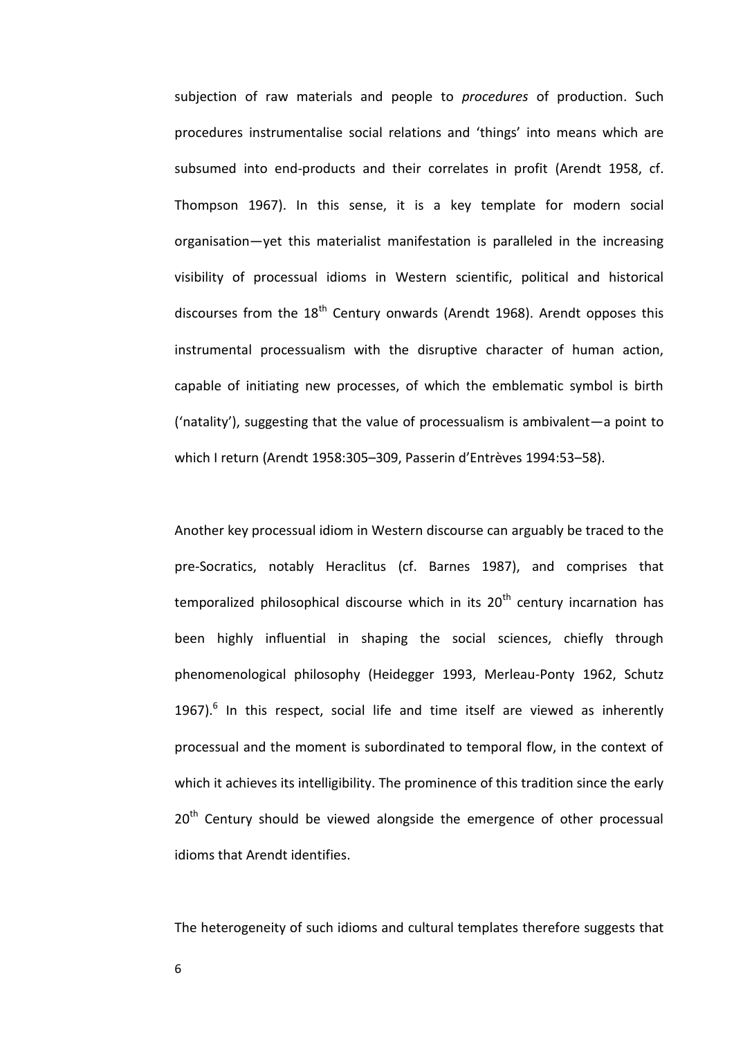subjection of raw materials and people to *procedures* of production. Such procedures instrumentalise social relations and 'things' into means which are subsumed into end-products and their correlates in profit (Arendt 1958, cf. Thompson 1967). In this sense, it is a key template for modern social organisation—yet this materialist manifestation is paralleled in the increasing visibility of processual idioms in Western scientific, political and historical discourses from the 18th Century onwards (Arendt 1968). Arendt opposes this instrumental processualism with the disruptive character of human action, capable of initiating new processes, of which the emblematic symbol is birth ('natality'), suggesting that the value of processualism is ambivalent—a point to which I return (Arendt 1958:305–309, Passerin d'Entrèves 1994:53–58).

Another key processual idiom in Western discourse can arguably be traced to the pre-Socratics, notably Heraclitus (cf. Barnes 1987), and comprises that temporalized philosophical discourse which in its 20th century incarnation has been highly influential in shaping the social sciences, chiefly through phenomenological philosophy (Heidegger 1993, Merleau-Ponty 1962, Schutz 1967).[6] In this respect, social life and time itself are viewed as inherently processual and the moment is subordinated to temporal flow, in the context of which it achieves its intelligibility. The prominence of this tradition since the early 20th Century should be viewed alongside the emergence of other processual idioms that Arendt identifies.

The heterogeneity of such idioms and cultural templates therefore suggests that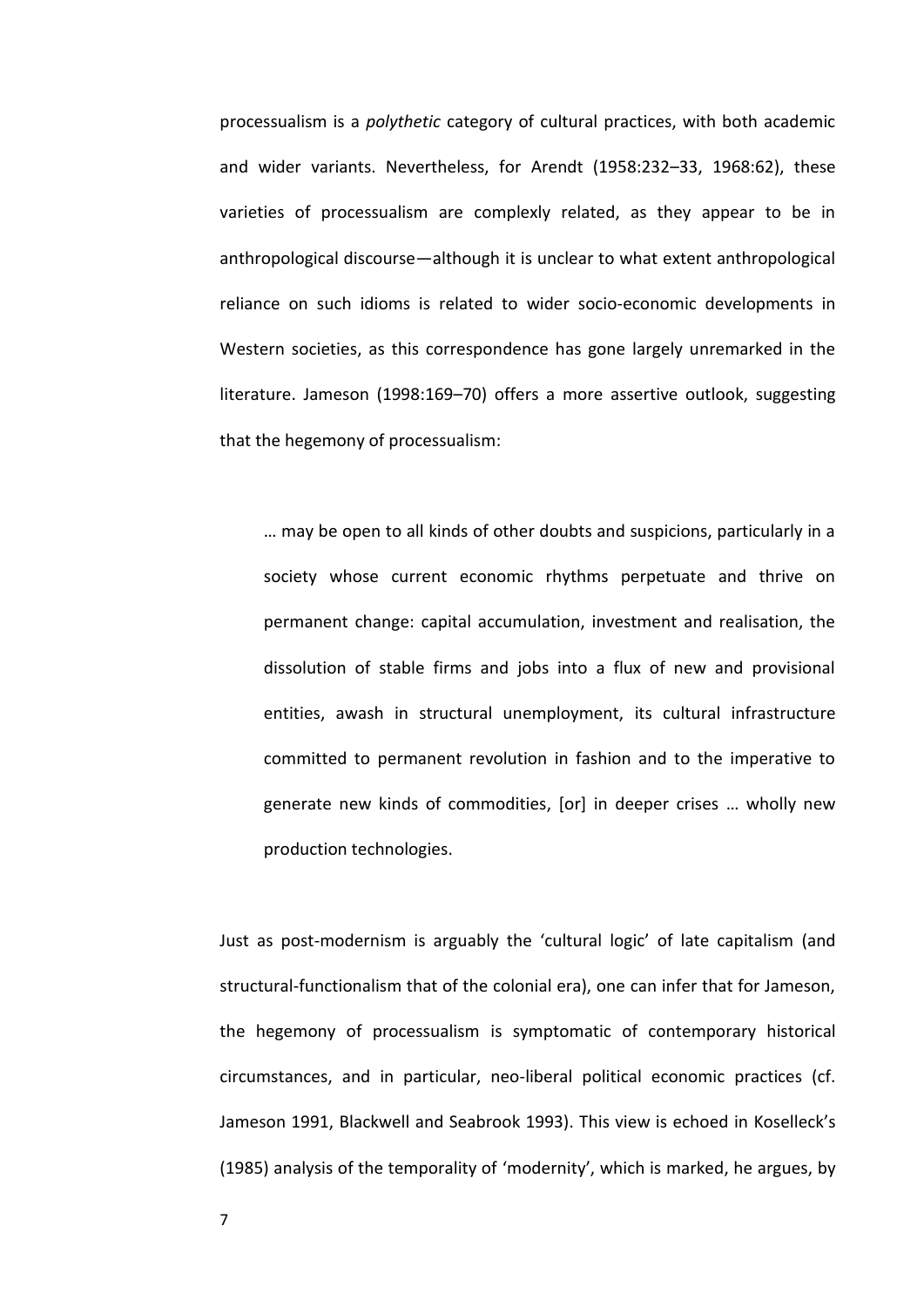processualism is a *polythetic* category of cultural practices, with both academic and wider variants. Nevertheless, for Arendt (1958:232–33, 1968:62), these varieties of processualism are complexly related, as they appear to be in anthropological discourse—although it is unclear to what extent anthropological reliance on such idioms is related to wider socio-economic developments in Western societies, as this correspondence has gone largely unremarked in the literature. Jameson (1998:169–70) offers a more assertive outlook, suggesting that the hegemony of processualism:

> … may be open to all kinds of other doubts and suspicions, particularly in a society whose current economic rhythms perpetuate and thrive on permanent change: capital accumulation, investment and realisation, the dissolution of stable firms and jobs into a flux of new and provisional entities, awash in structural unemployment, its cultural infrastructure committed to permanent revolution in fashion and to the imperative to generate new kinds of commodities, [or] in deeper crises … wholly new production technologies.

Just as post-modernism is arguably the 'cultural logic' of late capitalism (and structural-functionalism that of the colonial era), one can infer that for Jameson, the hegemony of processualism is symptomatic of contemporary historical circumstances, and in particular, neo-liberal political economic practices (cf. Jameson 1991, Blackwell and Seabrook 1993). This view is echoed in Koselleck's (1985) analysis of the temporality of 'modernity', which is marked, he argues, by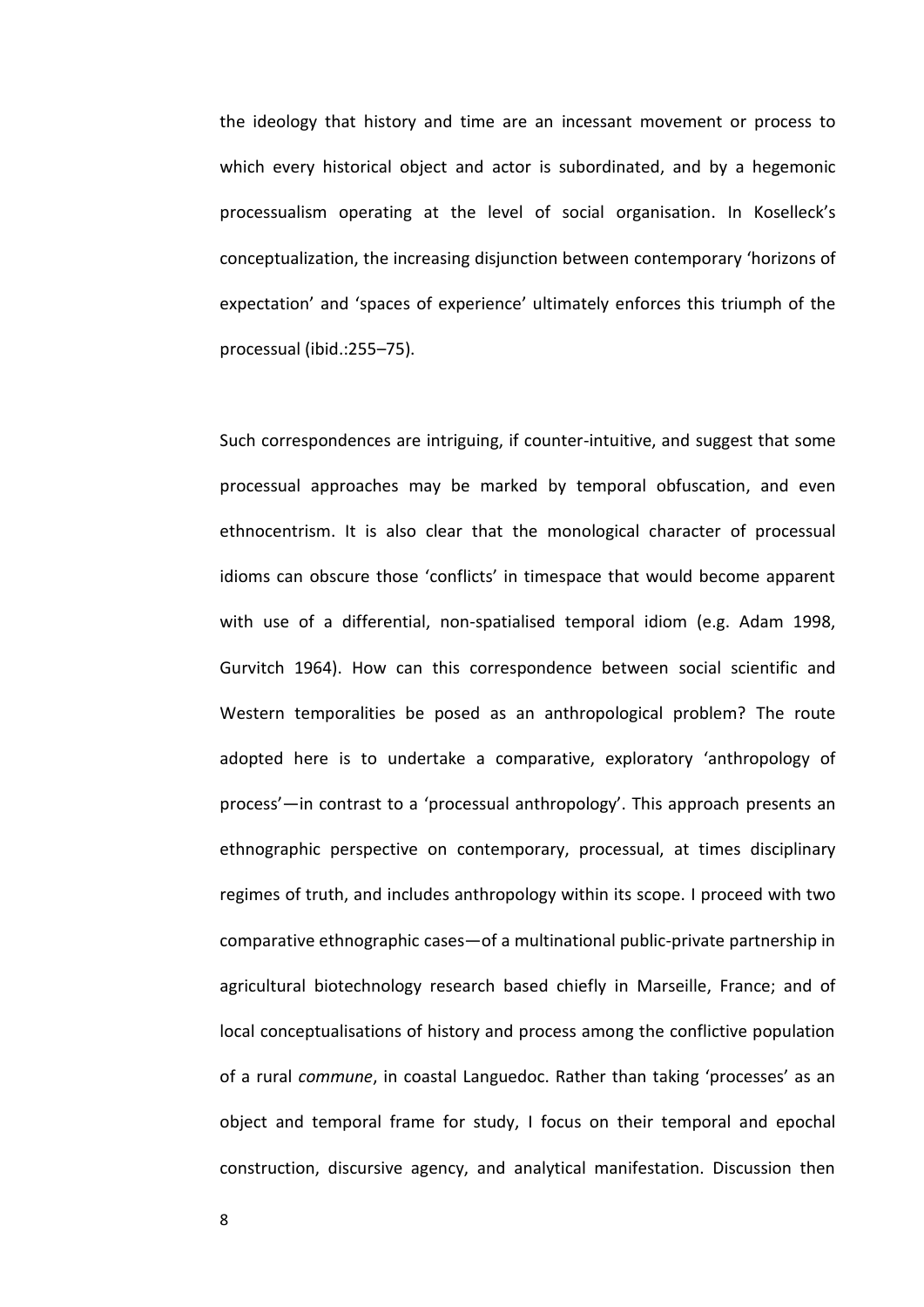the ideology that history and time are an incessant movement or process to which every historical object and actor is subordinated, and by a hegemonic processualism operating at the level of social organisation. In Koselleck's conceptualization, the increasing disjunction between contemporary 'horizons of expectation' and 'spaces of experience' ultimately enforces this triumph of the processual (ibid.:255–75).

Such correspondences are intriguing, if counter-intuitive, and suggest that some processual approaches may be marked by temporal obfuscation, and even ethnocentrism. It is also clear that the monological character of processual idioms can obscure those 'conflicts' in timespace that would become apparent with use of a differential, non-spatialised temporal idiom (e.g. Adam 1998, Gurvitch 1964). How can this correspondence between social scientific and Western temporalities be posed as an anthropological problem? The route adopted here is to undertake a comparative, exploratory 'anthropology of process'—in contrast to a 'processual anthropology'. This approach presents an ethnographic perspective on contemporary, processual, at times disciplinary regimes of truth, and includes anthropology within its scope. I proceed with two comparative ethnographic cases—of a multinational public-private partnership in agricultural biotechnology research based chiefly in Marseille, France; and of local conceptualisations of history and process among the conflictive population of a rural *commune*, in coastal Languedoc. Rather than taking 'processes' as an object and temporal frame for study, I focus on their temporal and epochal construction, discursive agency, and analytical manifestation. Discussion then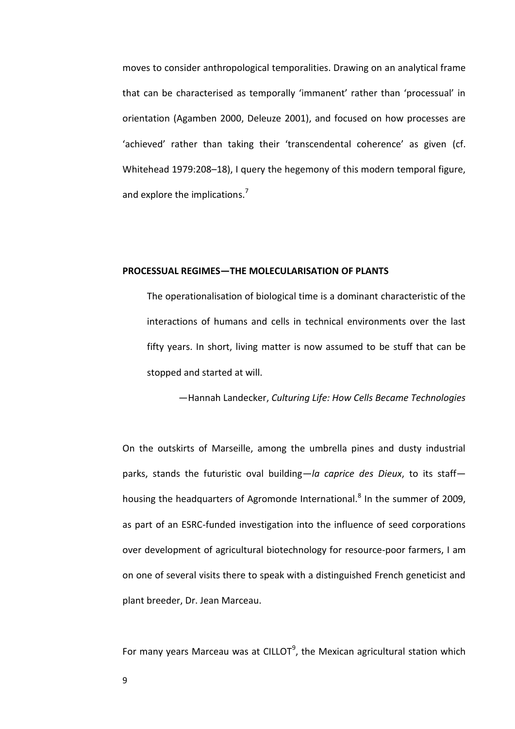moves to consider anthropological temporalities. Drawing on an analytical frame that can be characterised as temporally 'immanent' rather than 'processual' in orientation (Agamben 2000, Deleuze 2001), and focused on how processes are 'achieved' rather than taking their 'transcendental coherence' as given (cf. Whitehead 1979:208–18), I query the hegemony of this modern temporal figure, and explore the implications.[7]

## PROCESSUAL REGIMES—THE MOLECULARISATION OF PLANTS

> The operationalisation of biological time is a dominant characteristic of the interactions of humans and cells in technical environments over the last fifty years. In short, living matter is now assumed to be stuff that can be stopped and started at will.
>
> —Hannah Landecker, *Culturing Life: How Cells Became Technologies*

On the outskirts of Marseille, among the umbrella pines and dusty industrial parks, stands the futuristic oval building—*la caprice des Dieux*, to its staff—housing the headquarters of Agromonde International.[8] In the summer of 2009, as part of an ESRC-funded investigation into the influence of seed corporations over development of agricultural biotechnology for resource-poor farmers, I am on one of several visits there to speak with a distinguished French geneticist and plant breeder, Dr. Jean Marceau.

For many years Marceau was at CILLOT[9], the Mexican agricultural station which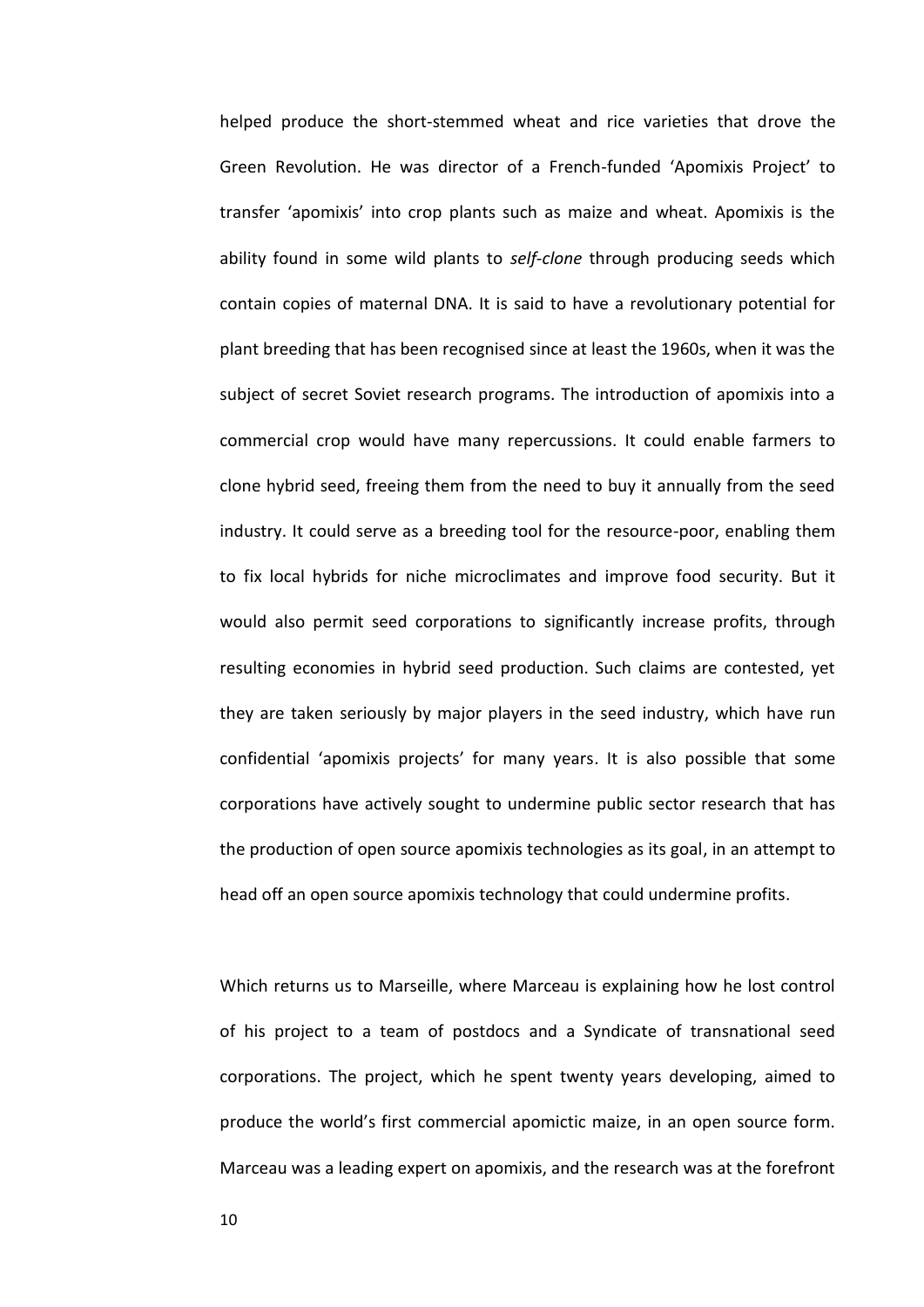helped produce the short-stemmed wheat and rice varieties that drove the Green Revolution. He was director of a French-funded 'Apomixis Project' to transfer 'apomixis' into crop plants such as maize and wheat. Apomixis is the ability found in some wild plants to *self-clone* through producing seeds which contain copies of maternal DNA. It is said to have a revolutionary potential for plant breeding that has been recognised since at least the 1960s, when it was the subject of secret Soviet research programs. The introduction of apomixis into a commercial crop would have many repercussions. It could enable farmers to clone hybrid seed, freeing them from the need to buy it annually from the seed industry. It could serve as a breeding tool for the resource-poor, enabling them to fix local hybrids for niche microclimates and improve food security. But it would also permit seed corporations to significantly increase profits, through resulting economies in hybrid seed production. Such claims are contested, yet they are taken seriously by major players in the seed industry, which have run confidential 'apomixis projects' for many years. It is also possible that some corporations have actively sought to undermine public sector research that has the production of open source apomixis technologies as its goal, in an attempt to head off an open source apomixis technology that could undermine profits.

Which returns us to Marseille, where Marceau is explaining how he lost control of his project to a team of postdocs and a Syndicate of transnational seed corporations. The project, which he spent twenty years developing, aimed to produce the world's first commercial apomictic maize, in an open source form. Marceau was a leading expert on apomixis, and the research was at the forefront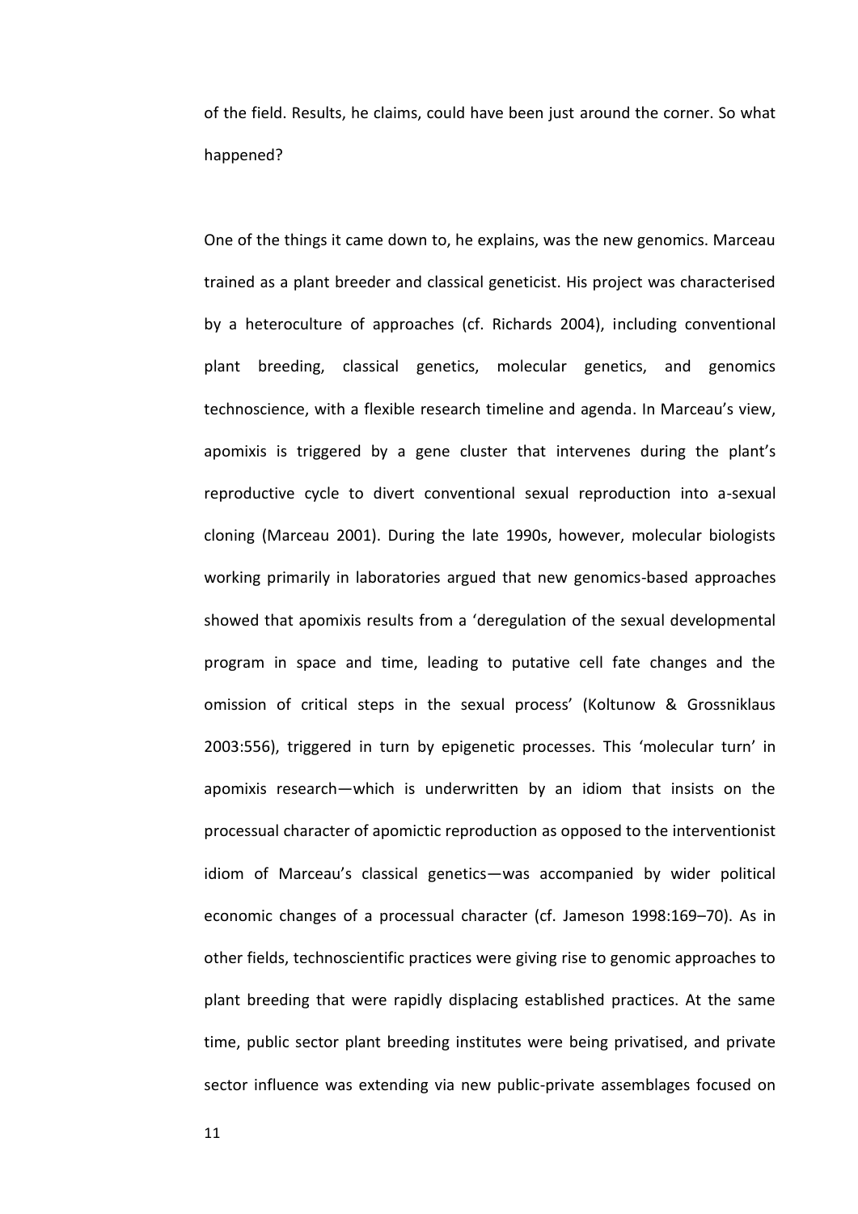of the field. Results, he claims, could have been just around the corner. So what happened?

One of the things it came down to, he explains, was the new genomics. Marceau trained as a plant breeder and classical geneticist. His project was characterised by a heteroculture of approaches (cf. Richards 2004), including conventional plant breeding, classical genetics, molecular genetics, and genomics technoscience, with a flexible research timeline and agenda. In Marceau's view, apomixis is triggered by a gene cluster that intervenes during the plant's reproductive cycle to divert conventional sexual reproduction into a-sexual cloning (Marceau 2001). During the late 1990s, however, molecular biologists working primarily in laboratories argued that new genomics-based approaches showed that apomixis results from a 'deregulation of the sexual developmental program in space and time, leading to putative cell fate changes and the omission of critical steps in the sexual process' (Koltunow & Grossniklaus 2003:556), triggered in turn by epigenetic processes. This 'molecular turn' in apomixis research—which is underwritten by an idiom that insists on the processual character of apomictic reproduction as opposed to the interventionist idiom of Marceau's classical genetics—was accompanied by wider political economic changes of a processual character (cf. Jameson 1998:169–70). As in other fields, technoscientific practices were giving rise to genomic approaches to plant breeding that were rapidly displacing established practices. At the same time, public sector plant breeding institutes were being privatised, and private sector influence was extending via new public-private assemblages focused on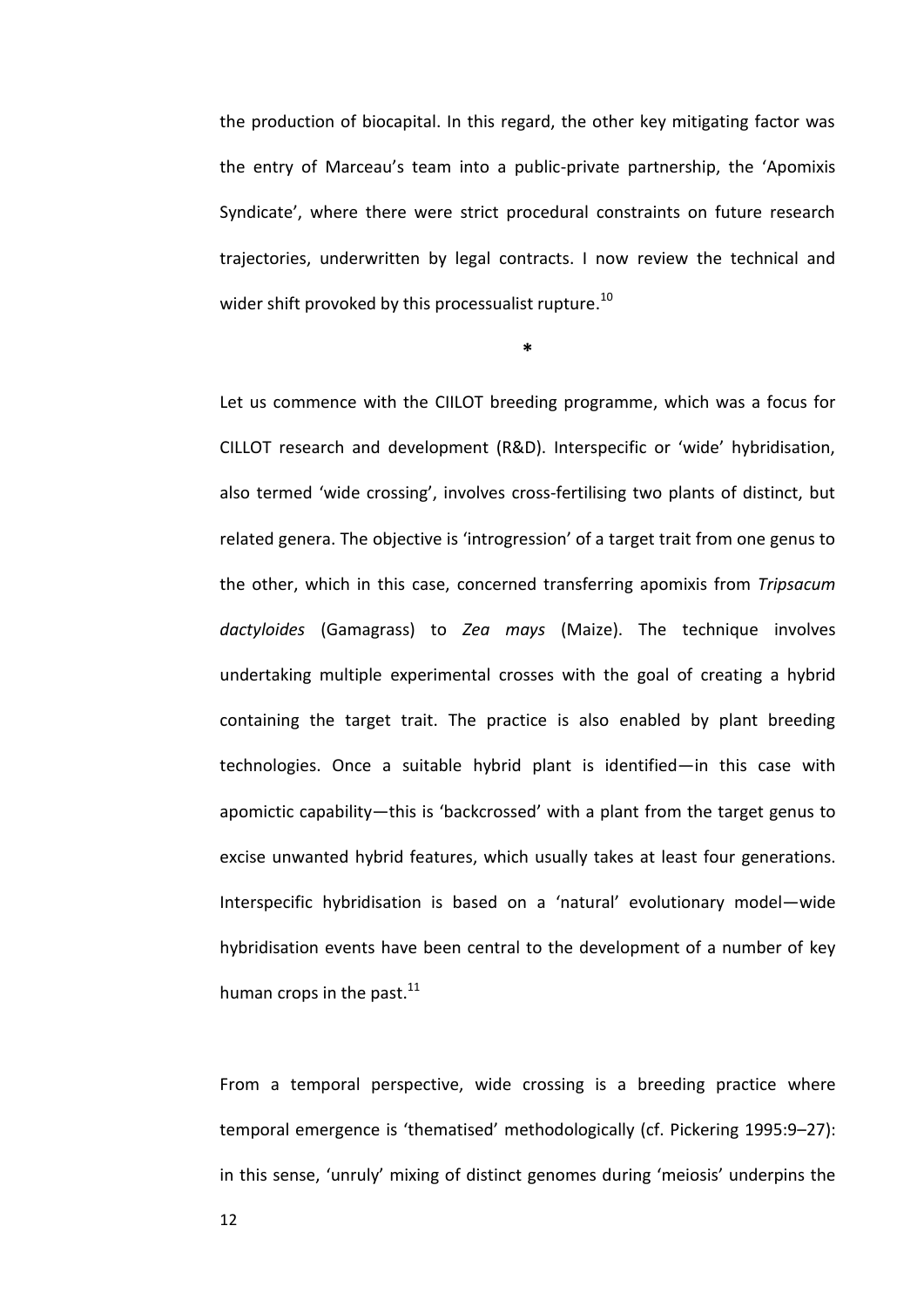the production of biocapital. In this regard, the other key mitigating factor was the entry of Marceau's team into a public-private partnership, the 'Apomixis Syndicate', where there were strict procedural constraints on future research trajectories, underwritten by legal contracts. I now review the technical and wider shift provoked by this processualist rupture.[10]

*

Let us commence with the CIILOT breeding programme, which was a focus for CILLOT research and development (R&D). Interspecific or 'wide' hybridisation, also termed 'wide crossing', involves cross-fertilising two plants of distinct, but related genera. The objective is 'introgression' of a target trait from one genus to the other, which in this case, concerned transferring apomixis from *Tripsacum dactyloides* (Gamagrass) to *Zea mays* (Maize). The technique involves undertaking multiple experimental crosses with the goal of creating a hybrid containing the target trait. The practice is also enabled by plant breeding technologies. Once a suitable hybrid plant is identified—in this case with apomictic capability—this is 'backcrossed' with a plant from the target genus to excise unwanted hybrid features, which usually takes at least four generations. Interspecific hybridisation is based on a 'natural' evolutionary model—wide hybridisation events have been central to the development of a number of key human crops in the past.[11]

From a temporal perspective, wide crossing is a breeding practice where temporal emergence is 'thematised' methodologically (cf. Pickering 1995:9–27): in this sense, 'unruly' mixing of distinct genomes during 'meiosis' underpins the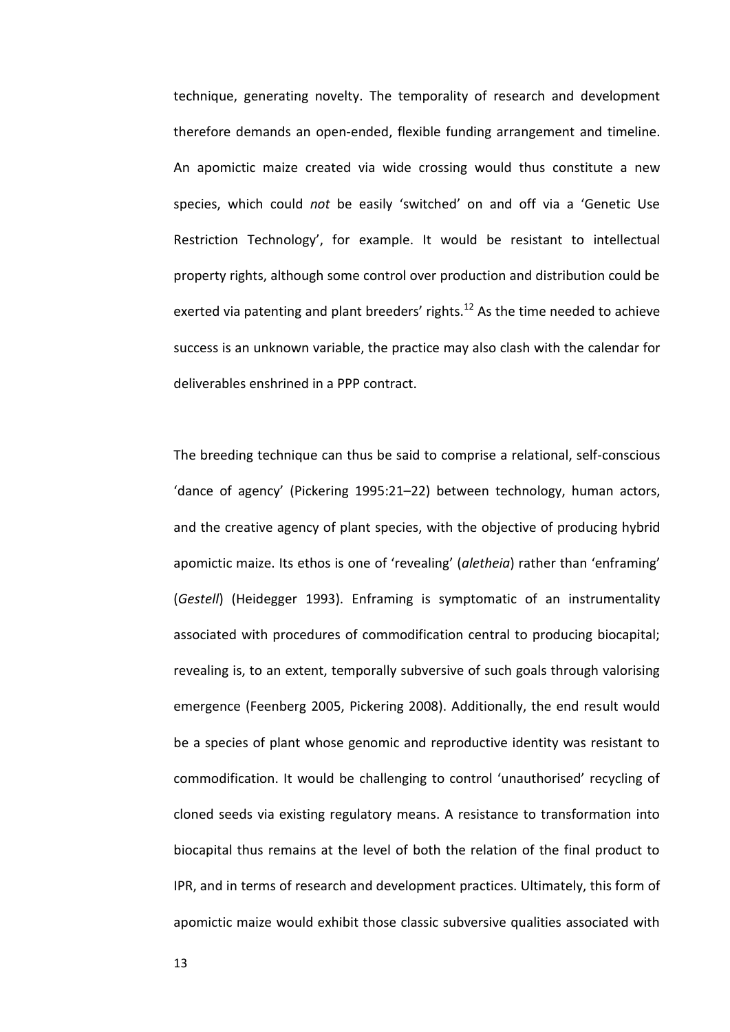technique, generating novelty. The temporality of research and development therefore demands an open-ended, flexible funding arrangement and timeline. An apomictic maize created via wide crossing would thus constitute a new species, which could *not* be easily 'switched' on and off via a 'Genetic Use Restriction Technology', for example. It would be resistant to intellectual property rights, although some control over production and distribution could be exerted via patenting and plant breeders' rights.[12] As the time needed to achieve success is an unknown variable, the practice may also clash with the calendar for deliverables enshrined in a PPP contract.

The breeding technique can thus be said to comprise a relational, self-conscious 'dance of agency' (Pickering 1995:21–22) between technology, human actors, and the creative agency of plant species, with the objective of producing hybrid apomictic maize. Its ethos is one of 'revealing' (*aletheia*) rather than 'enframing' (*Gestell*) (Heidegger 1993). Enframing is symptomatic of an instrumentality associated with procedures of commodification central to producing biocapital; revealing is, to an extent, temporally subversive of such goals through valorising emergence (Feenberg 2005, Pickering 2008). Additionally, the end result would be a species of plant whose genomic and reproductive identity was resistant to commodification. It would be challenging to control 'unauthorised' recycling of cloned seeds via existing regulatory means. A resistance to transformation into biocapital thus remains at the level of both the relation of the final product to IPR, and in terms of research and development practices. Ultimately, this form of apomictic maize would exhibit those classic subversive qualities associated with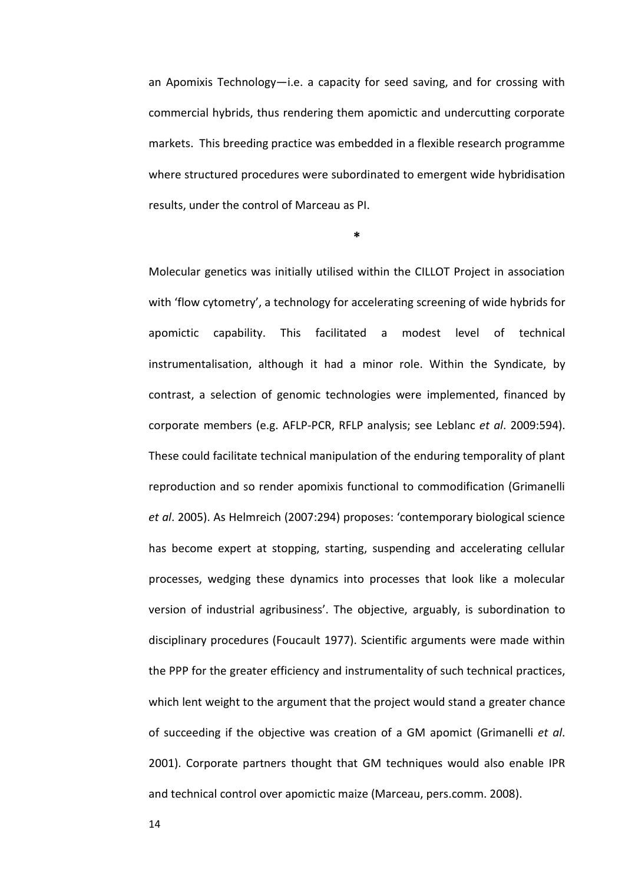an Apomixis Technology—i.e. a capacity for seed saving, and for crossing with commercial hybrids, thus rendering them apomictic and undercutting corporate markets. This breeding practice was embedded in a flexible research programme where structured procedures were subordinated to emergent wide hybridisation results, under the control of Marceau as PI.

*

Molecular genetics was initially utilised within the CILLOT Project in association with 'flow cytometry', a technology for accelerating screening of wide hybrids for apomictic capability. This facilitated a modest level of technical instrumentalisation, although it had a minor role. Within the Syndicate, by contrast, a selection of genomic technologies were implemented, financed by corporate members (e.g. AFLP-PCR, RFLP analysis; see Leblanc *et al*. 2009:594). These could facilitate technical manipulation of the enduring temporality of plant reproduction and so render apomixis functional to commodification (Grimanelli *et al*. 2005). As Helmreich (2007:294) proposes: 'contemporary biological science has become expert at stopping, starting, suspending and accelerating cellular processes, wedging these dynamics into processes that look like a molecular version of industrial agribusiness'. The objective, arguably, is subordination to disciplinary procedures (Foucault 1977). Scientific arguments were made within the PPP for the greater efficiency and instrumentality of such technical practices, which lent weight to the argument that the project would stand a greater chance of succeeding if the objective was creation of a GM apomict (Grimanelli *et al*. 2001). Corporate partners thought that GM techniques would also enable IPR and technical control over apomictic maize (Marceau, pers.comm. 2008).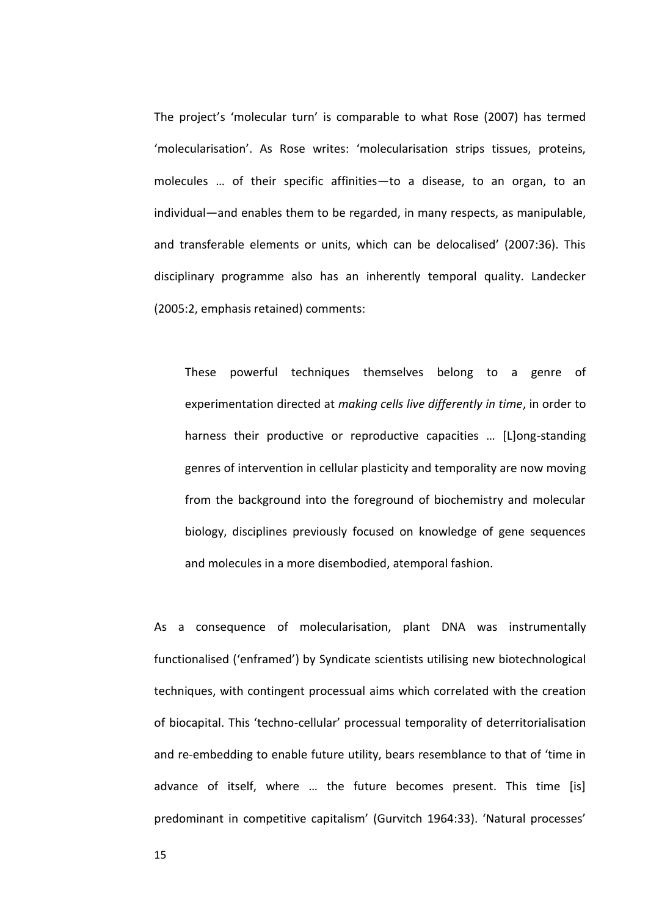The project's 'molecular turn' is comparable to what Rose (2007) has termed 'molecularisation'. As Rose writes: 'molecularisation strips tissues, proteins, molecules … of their specific affinities—to a disease, to an organ, to an individual—and enables them to be regarded, in many respects, as manipulable, and transferable elements or units, which can be delocalised' (2007:36). This disciplinary programme also has an inherently temporal quality. Landecker (2005:2, emphasis retained) comments:

> These powerful techniques themselves belong to a genre of experimentation directed at *making cells live differently in time*, in order to harness their productive or reproductive capacities … [L]ong-standing genres of intervention in cellular plasticity and temporality are now moving from the background into the foreground of biochemistry and molecular biology, disciplines previously focused on knowledge of gene sequences and molecules in a more disembodied, atemporal fashion.

As a consequence of molecularisation, plant DNA was instrumentally functionalised ('enframed') by Syndicate scientists utilising new biotechnological techniques, with contingent processual aims which correlated with the creation of biocapital. This 'techno-cellular' processual temporality of deterritorialisation and re-embedding to enable future utility, bears resemblance to that of 'time in advance of itself, where … the future becomes present. This time [is] predominant in competitive capitalism' (Gurvitch 1964:33). 'Natural processes'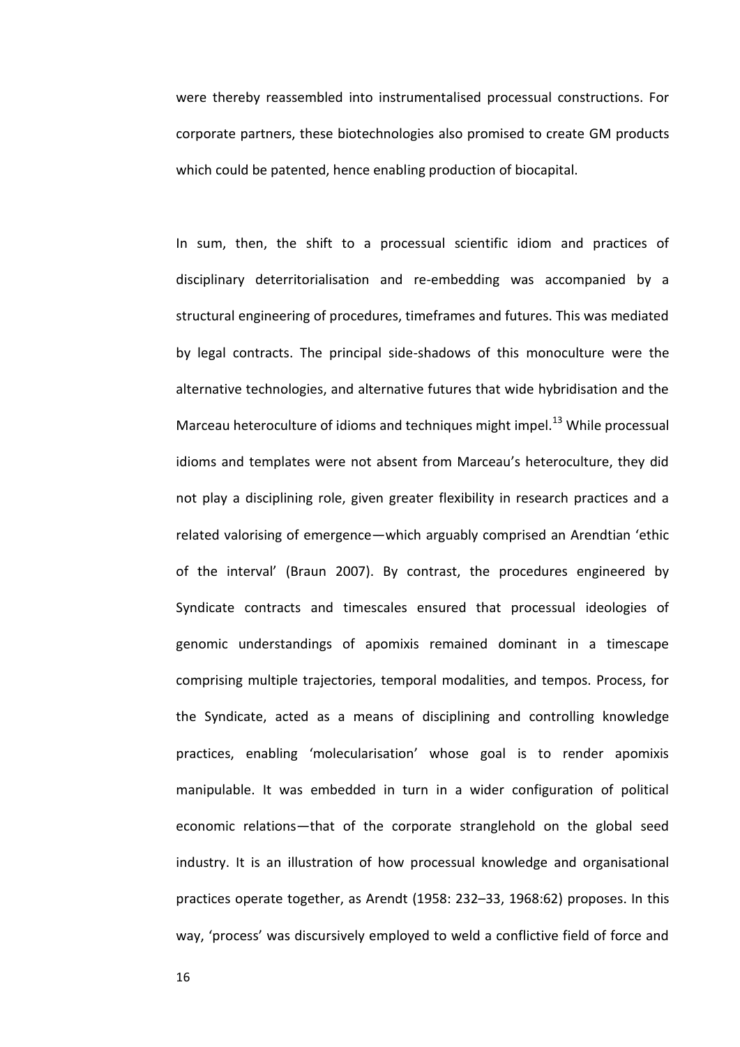were thereby reassembled into instrumentalised processual constructions. For corporate partners, these biotechnologies also promised to create GM products which could be patented, hence enabling production of biocapital.

In sum, then, the shift to a processual scientific idiom and practices of disciplinary deterritorialisation and re-embedding was accompanied by a structural engineering of procedures, timeframes and futures. This was mediated by legal contracts. The principal side-shadows of this monoculture were the alternative technologies, and alternative futures that wide hybridisation and the Marceau heteroculture of idioms and techniques might impel.[13] While processual idioms and templates were not absent from Marceau's heteroculture, they did not play a disciplining role, given greater flexibility in research practices and a related valorising of emergence—which arguably comprised an Arendtian 'ethic of the interval' (Braun 2007). By contrast, the procedures engineered by Syndicate contracts and timescales ensured that processual ideologies of genomic understandings of apomixis remained dominant in a timescape comprising multiple trajectories, temporal modalities, and tempos. Process, for the Syndicate, acted as a means of disciplining and controlling knowledge practices, enabling 'molecularisation' whose goal is to render apomixis manipulable. It was embedded in turn in a wider configuration of political economic relations—that of the corporate stranglehold on the global seed industry. It is an illustration of how processual knowledge and organisational practices operate together, as Arendt (1958: 232–33, 1968:62) proposes. In this way, 'process' was discursively employed to weld a conflictive field of force and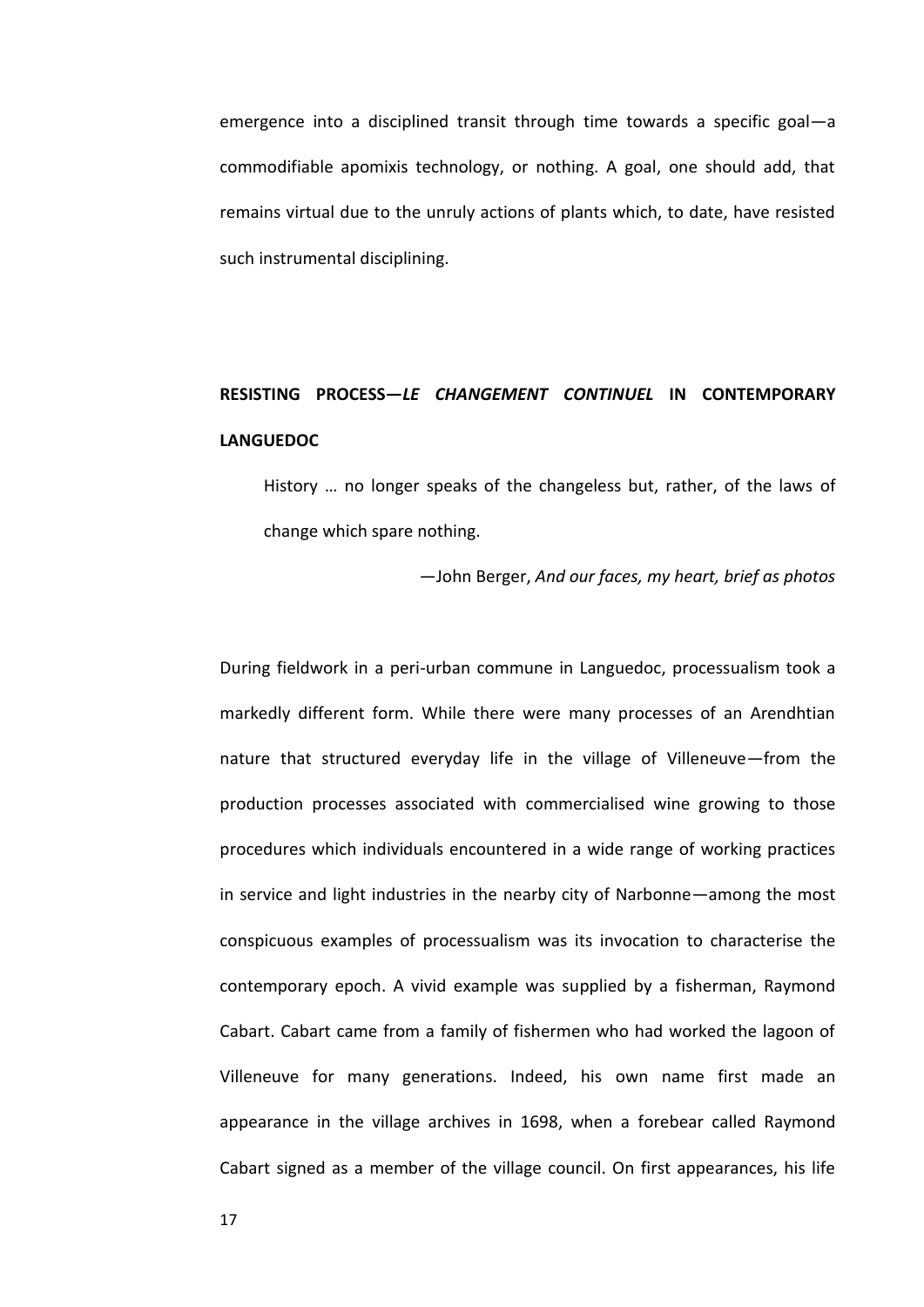emergence into a disciplined transit through time towards a specific goal—a commodifiable apomixis technology, or nothing. A goal, one should add, that remains virtual due to the unruly actions of plants which, to date, have resisted such instrumental disciplining.

## RESISTING PROCESS—*LE CHANGEMENT CONTINUEL* IN CONTEMPORARY LANGUEDOC

> History … no longer speaks of the changeless but, rather, of the laws of change which spare nothing.
>
> —John Berger, *And our faces, my heart, brief as photos*

During fieldwork in a peri-urban commune in Languedoc, processualism took a markedly different form. While there were many processes of an Arendhtian nature that structured everyday life in the village of Villeneuve—from the production processes associated with commercialised wine growing to those procedures which individuals encountered in a wide range of working practices in service and light industries in the nearby city of Narbonne—among the most conspicuous examples of processualism was its invocation to characterise the contemporary epoch. A vivid example was supplied by a fisherman, Raymond Cabart. Cabart came from a family of fishermen who had worked the lagoon of Villeneuve for many generations. Indeed, his own name first made an appearance in the village archives in 1698, when a forebear called Raymond Cabart signed as a member of the village council. On first appearances, his life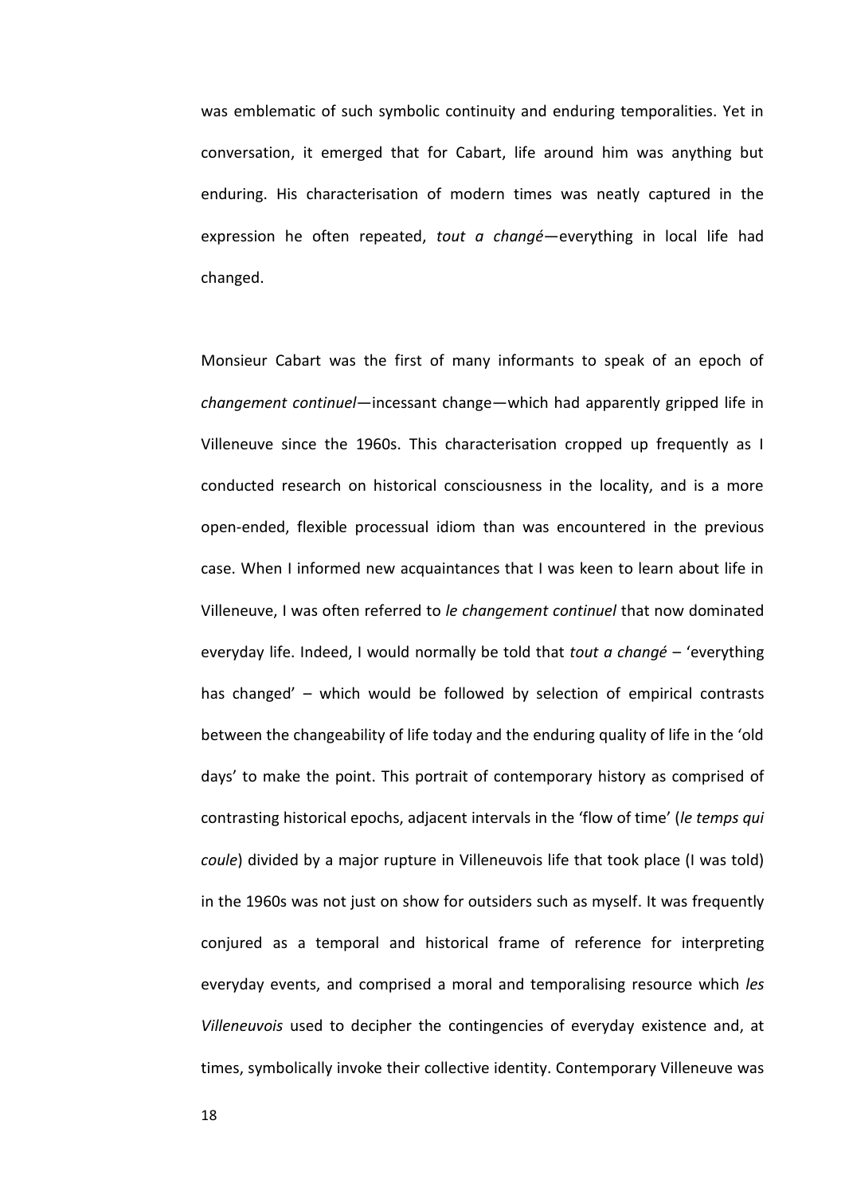was emblematic of such symbolic continuity and enduring temporalities. Yet in conversation, it emerged that for Cabart, life around him was anything but enduring. His characterisation of modern times was neatly captured in the expression he often repeated, *tout a changé*—everything in local life had changed.

Monsieur Cabart was the first of many informants to speak of an epoch of *changement continuel*—incessant change—which had apparently gripped life in Villeneuve since the 1960s. This characterisation cropped up frequently as I conducted research on historical consciousness in the locality, and is a more open-ended, flexible processual idiom than was encountered in the previous case. When I informed new acquaintances that I was keen to learn about life in Villeneuve, I was often referred to *le changement continuel* that now dominated everyday life. Indeed, I would normally be told that *tout a changé* – 'everything has changed' – which would be followed by selection of empirical contrasts between the changeability of life today and the enduring quality of life in the 'old days' to make the point. This portrait of contemporary history as comprised of contrasting historical epochs, adjacent intervals in the 'flow of time' (*le temps qui coule*) divided by a major rupture in Villeneuvois life that took place (I was told) in the 1960s was not just on show for outsiders such as myself. It was frequently conjured as a temporal and historical frame of reference for interpreting everyday events, and comprised a moral and temporalising resource which *les Villeneuvois* used to decipher the contingencies of everyday existence and, at times, symbolically invoke their collective identity. Contemporary Villeneuve was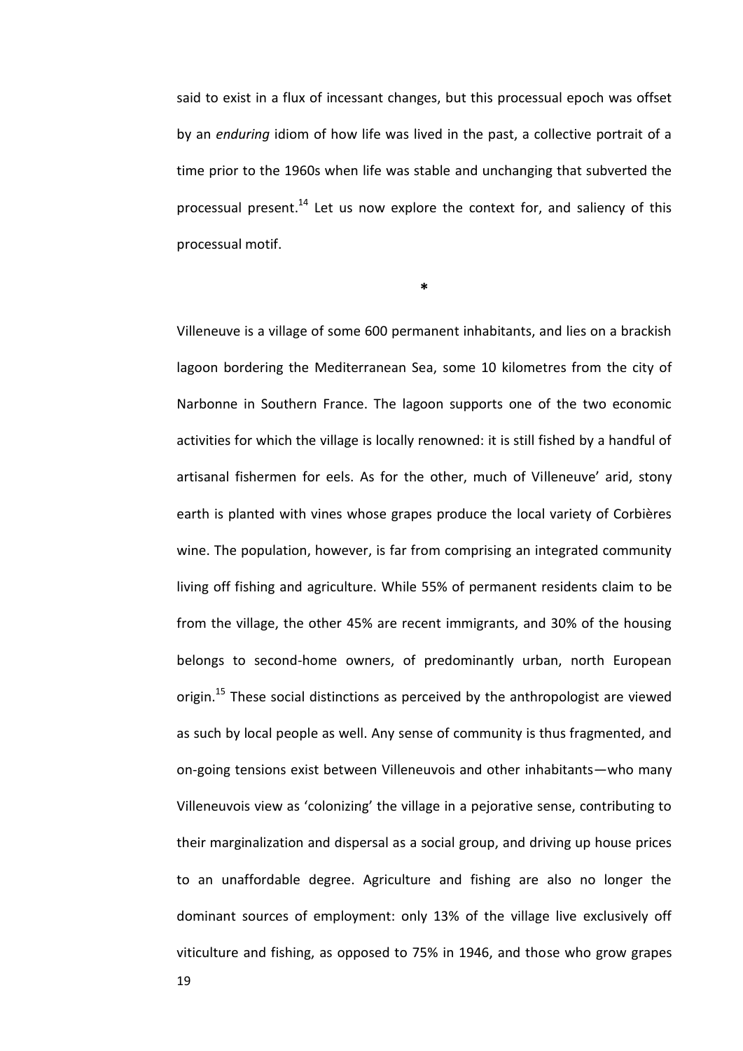said to exist in a flux of incessant changes, but this processual epoch was offset by an *enduring* idiom of how life was lived in the past, a collective portrait of a time prior to the 1960s when life was stable and unchanging that subverted the processual present.[14] Let us now explore the context for, and saliency of this processual motif.

*

Villeneuve is a village of some 600 permanent inhabitants, and lies on a brackish lagoon bordering the Mediterranean Sea, some 10 kilometres from the city of Narbonne in Southern France. The lagoon supports one of the two economic activities for which the village is locally renowned: it is still fished by a handful of artisanal fishermen for eels. As for the other, much of Villeneuve' arid, stony earth is planted with vines whose grapes produce the local variety of Corbières wine. The population, however, is far from comprising an integrated community living off fishing and agriculture. While 55% of permanent residents claim to be from the village, the other 45% are recent immigrants, and 30% of the housing belongs to second-home owners, of predominantly urban, north European origin.[15] These social distinctions as perceived by the anthropologist are viewed as such by local people as well. Any sense of community is thus fragmented, and on-going tensions exist between Villeneuvois and other inhabitants—who many Villeneuvois view as 'colonizing' the village in a pejorative sense, contributing to their marginalization and dispersal as a social group, and driving up house prices to an unaffordable degree. Agriculture and fishing are also no longer the dominant sources of employment: only 13% of the village live exclusively off viticulture and fishing, as opposed to 75% in 1946, and those who grow grapes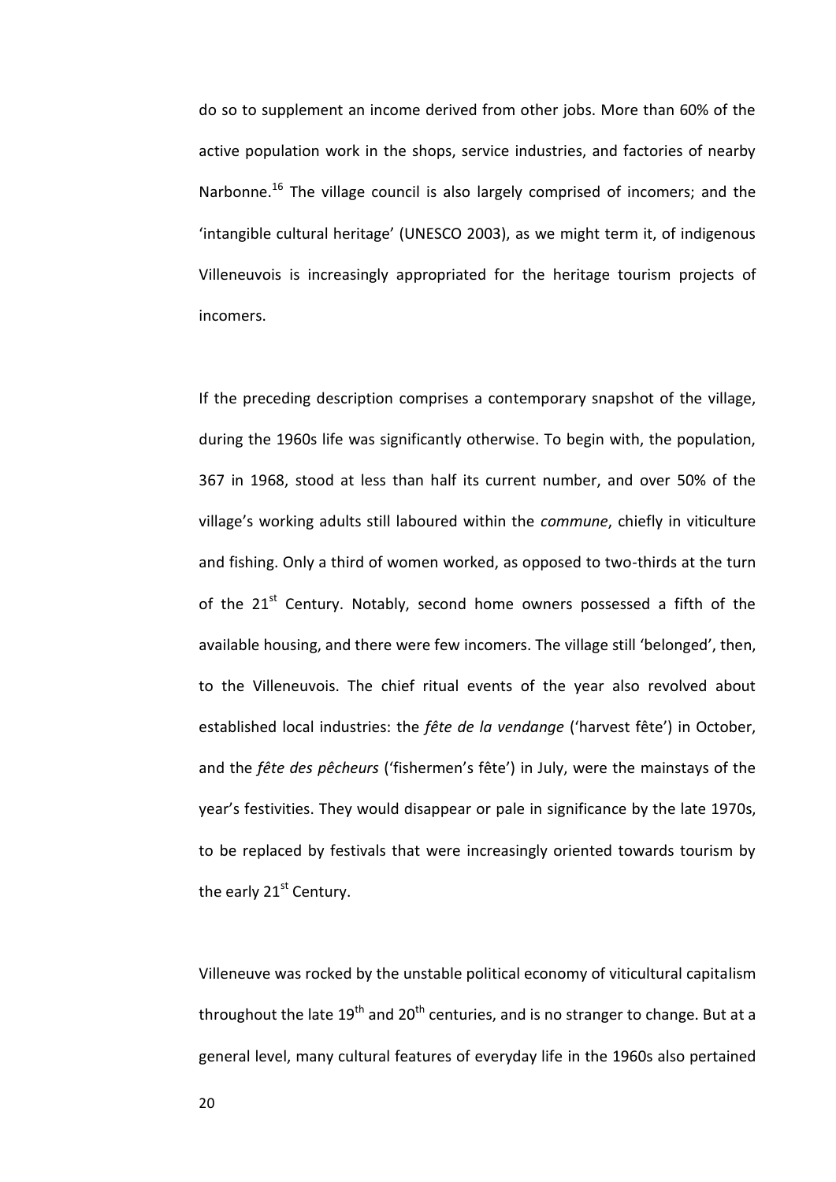do so to supplement an income derived from other jobs. More than 60% of the active population work in the shops, service industries, and factories of nearby Narbonne.[16] The village council is also largely comprised of incomers; and the 'intangible cultural heritage' (UNESCO 2003), as we might term it, of indigenous Villeneuvois is increasingly appropriated for the heritage tourism projects of incomers.

If the preceding description comprises a contemporary snapshot of the village, during the 1960s life was significantly otherwise. To begin with, the population, 367 in 1968, stood at less than half its current number, and over 50% of the village's working adults still laboured within the *commune*, chiefly in viticulture and fishing. Only a third of women worked, as opposed to two-thirds at the turn of the 21st Century. Notably, second home owners possessed a fifth of the available housing, and there were few incomers. The village still 'belonged', then, to the Villeneuvois. The chief ritual events of the year also revolved about established local industries: the *fête de la vendange* ('harvest fête') in October, and the *fête des pêcheurs* ('fishermen's fête') in July, were the mainstays of the year's festivities. They would disappear or pale in significance by the late 1970s, to be replaced by festivals that were increasingly oriented towards tourism by the early 21st Century.

Villeneuve was rocked by the unstable political economy of viticultural capitalism throughout the late 19th and 20th centuries, and is no stranger to change. But at a general level, many cultural features of everyday life in the 1960s also pertained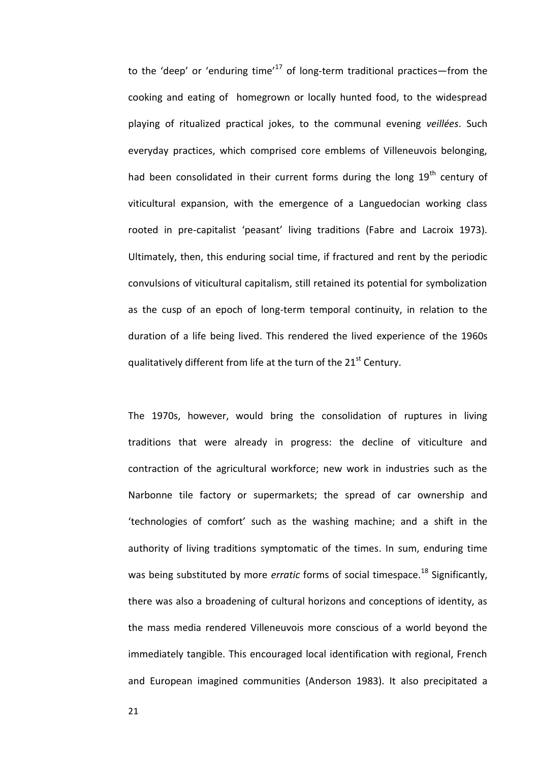to the 'deep' or 'enduring time'[17] of long-term traditional practices—from the cooking and eating of homegrown or locally hunted food, to the widespread playing of ritualized practical jokes, to the communal evening *veillées*. Such everyday practices, which comprised core emblems of Villeneuvois belonging, had been consolidated in their current forms during the long 19th century of viticultural expansion, with the emergence of a Languedocian working class rooted in pre-capitalist 'peasant' living traditions (Fabre and Lacroix 1973). Ultimately, then, this enduring social time, if fractured and rent by the periodic convulsions of viticultural capitalism, still retained its potential for symbolization as the cusp of an epoch of long-term temporal continuity, in relation to the duration of a life being lived. This rendered the lived experience of the 1960s qualitatively different from life at the turn of the 21st Century.

The 1970s, however, would bring the consolidation of ruptures in living traditions that were already in progress: the decline of viticulture and contraction of the agricultural workforce; new work in industries such as the Narbonne tile factory or supermarkets; the spread of car ownership and 'technologies of comfort' such as the washing machine; and a shift in the authority of living traditions symptomatic of the times. In sum, enduring time was being substituted by more *erratic* forms of social timespace.[18] Significantly, there was also a broadening of cultural horizons and conceptions of identity, as the mass media rendered Villeneuvois more conscious of a world beyond the immediately tangible. This encouraged local identification with regional, French and European imagined communities (Anderson 1983). It also precipitated a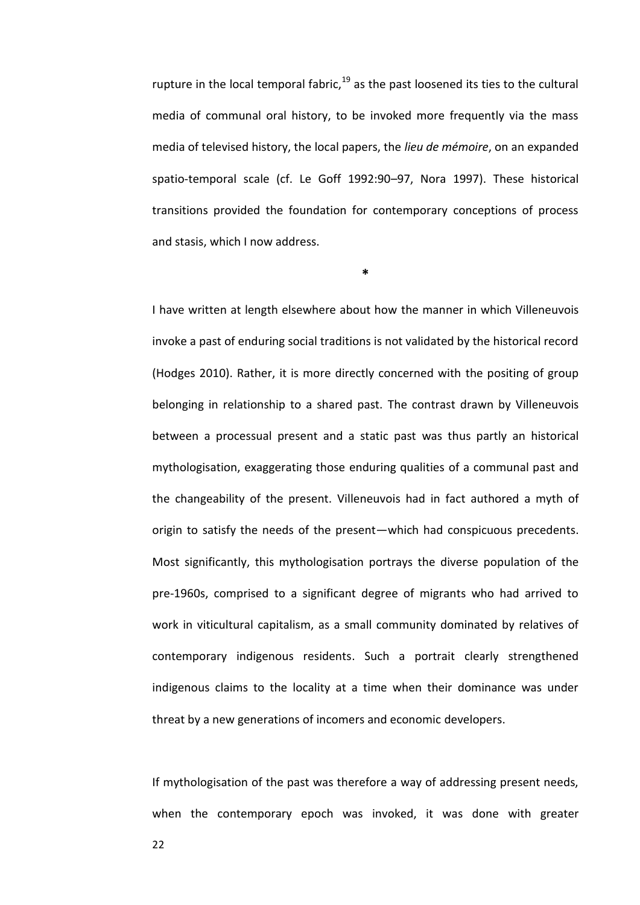rupture in the local temporal fabric,[19] as the past loosened its ties to the cultural media of communal oral history, to be invoked more frequently via the mass media of televised history, the local papers, the *lieu de mémoire*, on an expanded spatio-temporal scale (cf. Le Goff 1992:90–97, Nora 1997). These historical transitions provided the foundation for contemporary conceptions of process and stasis, which I now address.

*

I have written at length elsewhere about how the manner in which Villeneuvois invoke a past of enduring social traditions is not validated by the historical record (Hodges 2010). Rather, it is more directly concerned with the positing of group belonging in relationship to a shared past. The contrast drawn by Villeneuvois between a processual present and a static past was thus partly an historical mythologisation, exaggerating those enduring qualities of a communal past and the changeability of the present. Villeneuvois had in fact authored a myth of origin to satisfy the needs of the present—which had conspicuous precedents. Most significantly, this mythologisation portrays the diverse population of the pre-1960s, comprised to a significant degree of migrants who had arrived to work in viticultural capitalism, as a small community dominated by relatives of contemporary indigenous residents. Such a portrait clearly strengthened indigenous claims to the locality at a time when their dominance was under threat by a new generations of incomers and economic developers.

If mythologisation of the past was therefore a way of addressing present needs, when the contemporary epoch was invoked, it was done with greater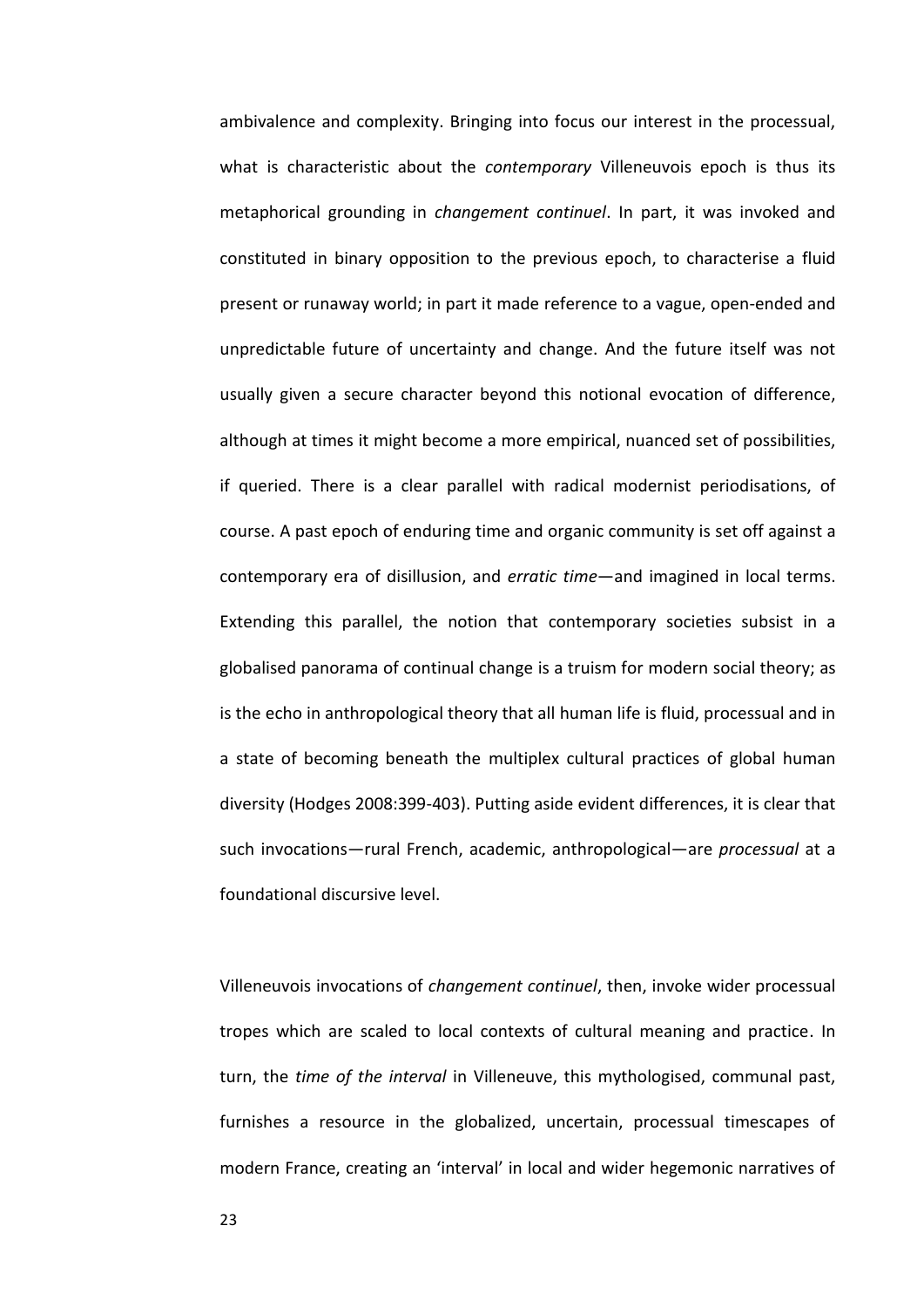ambivalence and complexity. Bringing into focus our interest in the processual, what is characteristic about the *contemporary* Villeneuvois epoch is thus its metaphorical grounding in *changement continuel*. In part, it was invoked and constituted in binary opposition to the previous epoch, to characterise a fluid present or runaway world; in part it made reference to a vague, open-ended and unpredictable future of uncertainty and change. And the future itself was not usually given a secure character beyond this notional evocation of difference, although at times it might become a more empirical, nuanced set of possibilities, if queried. There is a clear parallel with radical modernist periodisations, of course. A past epoch of enduring time and organic community is set off against a contemporary era of disillusion, and *erratic time*—and imagined in local terms. Extending this parallel, the notion that contemporary societies subsist in a globalised panorama of continual change is a truism for modern social theory; as is the echo in anthropological theory that all human life is fluid, processual and in a state of becoming beneath the multiplex cultural practices of global human diversity (Hodges 2008:399-403). Putting aside evident differences, it is clear that such invocations—rural French, academic, anthropological—are *processual* at a foundational discursive level.

Villeneuvois invocations of *changement continuel*, then, invoke wider processual tropes which are scaled to local contexts of cultural meaning and practice. In turn, the *time of the interval* in Villeneuve, this mythologised, communal past, furnishes a resource in the globalized, uncertain, processual timescapes of modern France, creating an 'interval' in local and wider hegemonic narratives of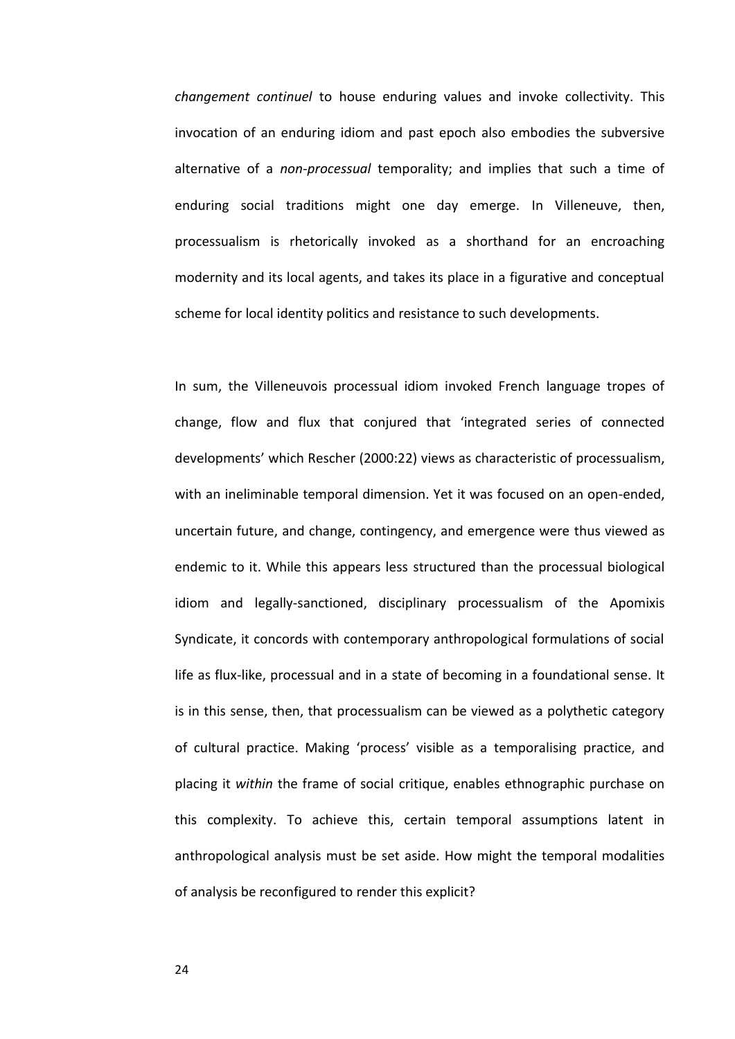*changement continuel* to house enduring values and invoke collectivity. This invocation of an enduring idiom and past epoch also embodies the subversive alternative of a *non-processual* temporality; and implies that such a time of enduring social traditions might one day emerge. In Villeneuve, then, processualism is rhetorically invoked as a shorthand for an encroaching modernity and its local agents, and takes its place in a figurative and conceptual scheme for local identity politics and resistance to such developments.

In sum, the Villeneuvois processual idiom invoked French language tropes of change, flow and flux that conjured that 'integrated series of connected developments' which Rescher (2000:22) views as characteristic of processualism, with an ineliminable temporal dimension. Yet it was focused on an open-ended, uncertain future, and change, contingency, and emergence were thus viewed as endemic to it. While this appears less structured than the processual biological idiom and legally-sanctioned, disciplinary processualism of the Apomixis Syndicate, it concords with contemporary anthropological formulations of social life as flux-like, processual and in a state of becoming in a foundational sense. It is in this sense, then, that processualism can be viewed as a polythetic category of cultural practice. Making 'process' visible as a temporalising practice, and placing it *within* the frame of social critique, enables ethnographic purchase on this complexity. To achieve this, certain temporal assumptions latent in anthropological analysis must be set aside. How might the temporal modalities of analysis be reconfigured to render this explicit?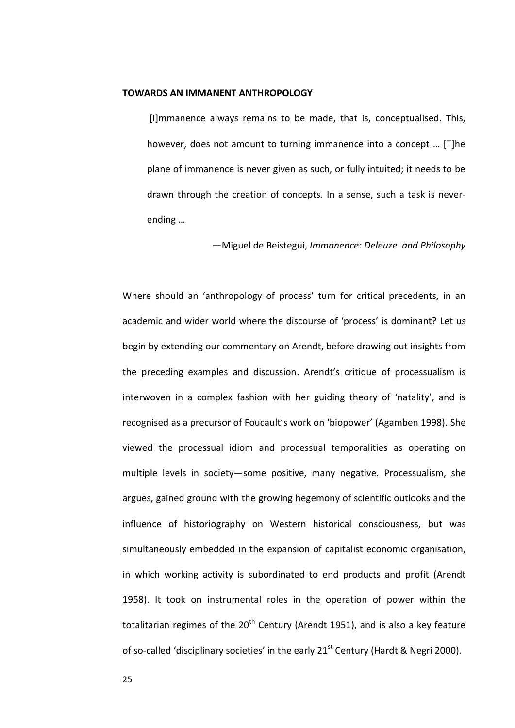**TOWARDS AN IMMANENT ANTHROPOLOGY**

> [I]mmanence always remains to be made, that is, conceptualised. This, however, does not amount to turning immanence into a concept … [T]he plane of immanence is never given as such, or fully intuited; it needs to be drawn through the creation of concepts. In a sense, such a task is never-ending …
>
> —Miguel de Beistegui, *Immanence: Deleuze and Philosophy*

Where should an 'anthropology of process' turn for critical precedents, in an academic and wider world where the discourse of 'process' is dominant? Let us begin by extending our commentary on Arendt, before drawing out insights from the preceding examples and discussion. Arendt's critique of processualism is interwoven in a complex fashion with her guiding theory of 'natality', and is recognised as a precursor of Foucault's work on 'biopower' (Agamben 1998). She viewed the processual idiom and processual temporalities as operating on multiple levels in society—some positive, many negative. Processualism, she argues, gained ground with the growing hegemony of scientific outlooks and the influence of historiography on Western historical consciousness, but was simultaneously embedded in the expansion of capitalist economic organisation, in which working activity is subordinated to end products and profit (Arendt 1958). It took on instrumental roles in the operation of power within the totalitarian regimes of the 20th Century (Arendt 1951), and is also a key feature of so-called 'disciplinary societies' in the early 21st Century (Hardt & Negri 2000).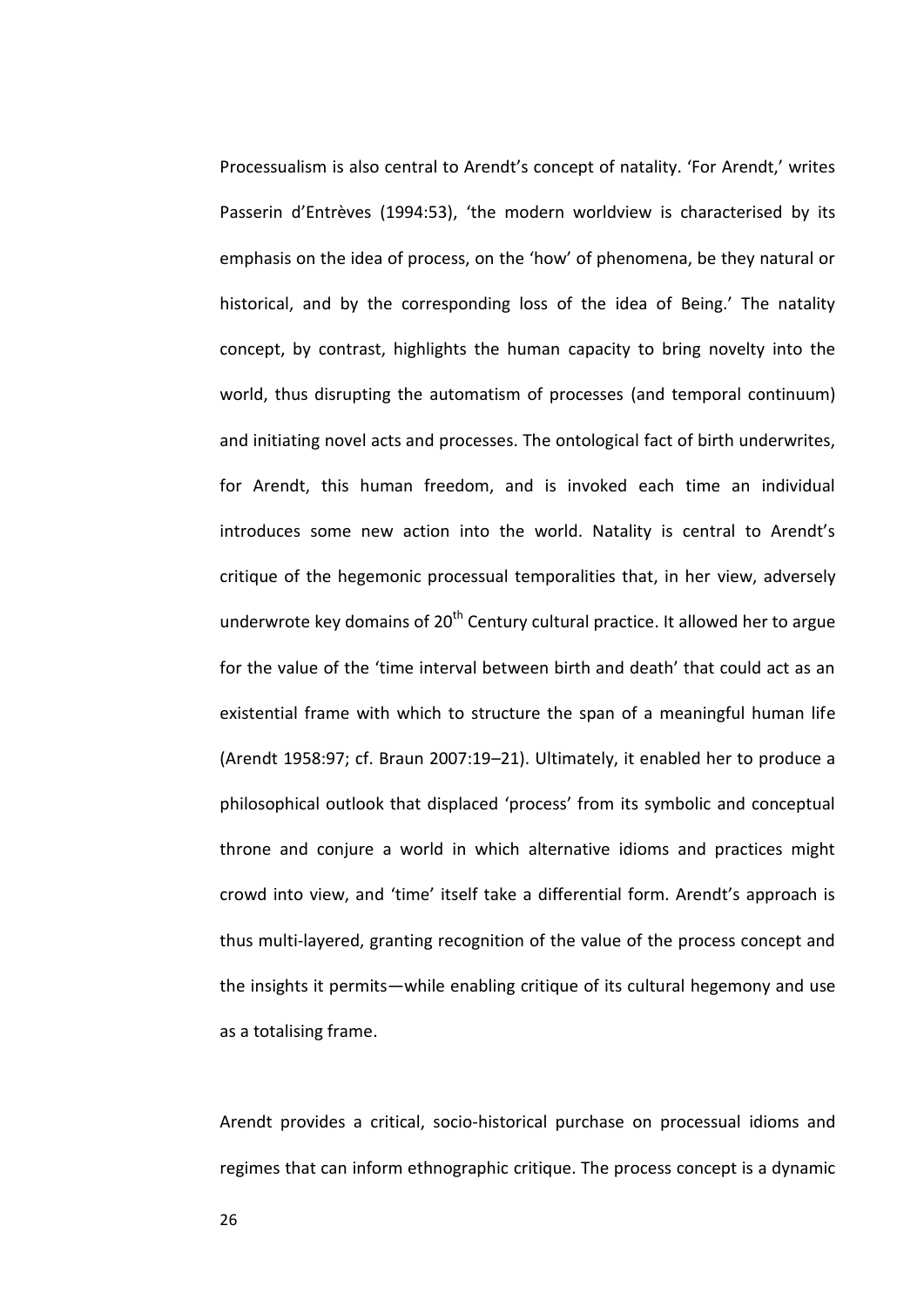Processualism is also central to Arendt's concept of natality. 'For Arendt,' writes Passerin d'Entrèves (1994:53), 'the modern worldview is characterised by its emphasis on the idea of process, on the 'how' of phenomena, be they natural or historical, and by the corresponding loss of the idea of Being.' The natality concept, by contrast, highlights the human capacity to bring novelty into the world, thus disrupting the automatism of processes (and temporal continuum) and initiating novel acts and processes. The ontological fact of birth underwrites, for Arendt, this human freedom, and is invoked each time an individual introduces some new action into the world. Natality is central to Arendt's critique of the hegemonic processual temporalities that, in her view, adversely underwrote key domains of 20th Century cultural practice. It allowed her to argue for the value of the 'time interval between birth and death' that could act as an existential frame with which to structure the span of a meaningful human life (Arendt 1958:97; cf. Braun 2007:19–21). Ultimately, it enabled her to produce a philosophical outlook that displaced 'process' from its symbolic and conceptual throne and conjure a world in which alternative idioms and practices might crowd into view, and 'time' itself take a differential form. Arendt's approach is thus multi-layered, granting recognition of the value of the process concept and the insights it permits—while enabling critique of its cultural hegemony and use as a totalising frame.

Arendt provides a critical, socio-historical purchase on processual idioms and regimes that can inform ethnographic critique. The process concept is a dynamic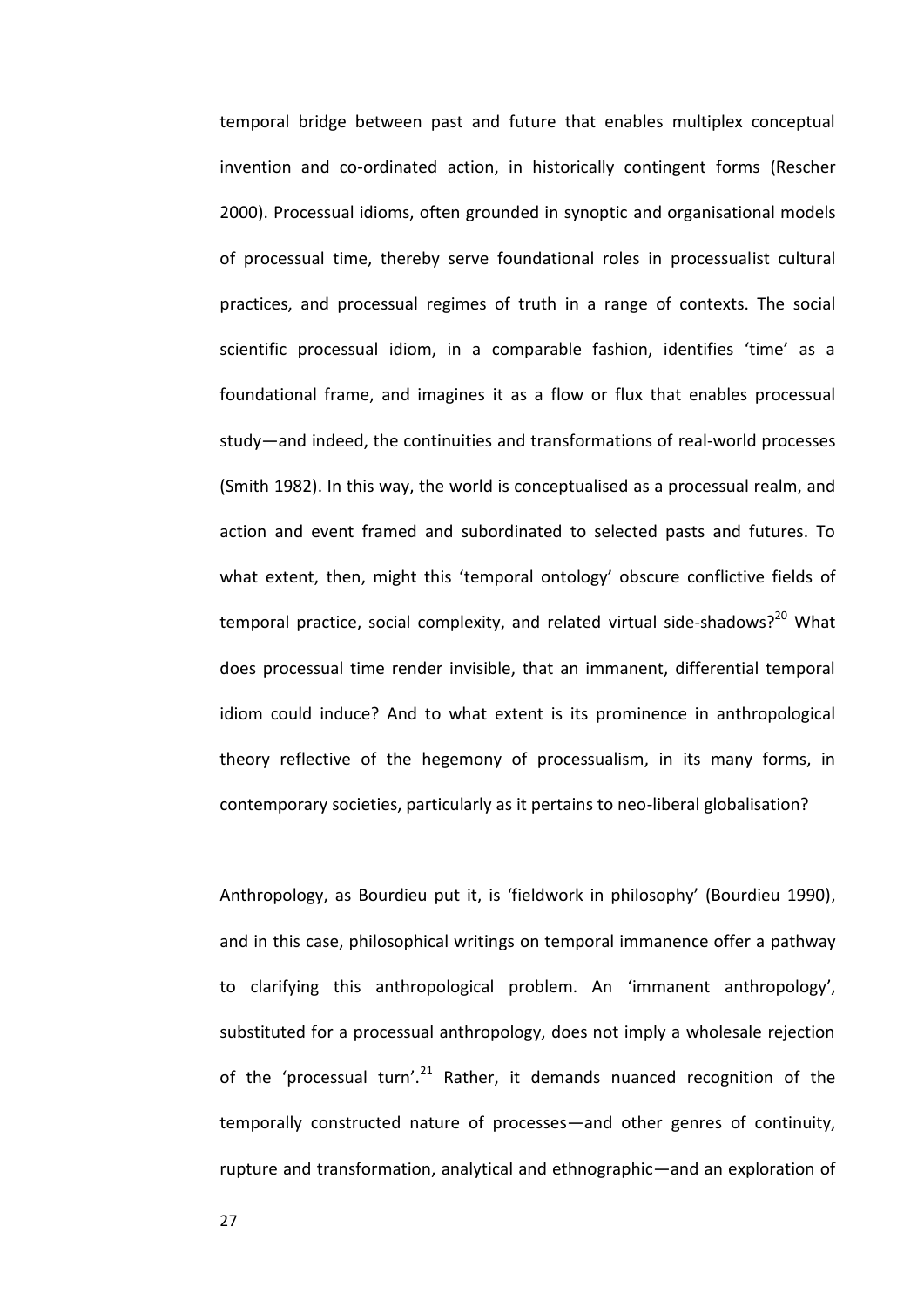temporal bridge between past and future that enables multiplex conceptual invention and co-ordinated action, in historically contingent forms (Rescher 2000). Processual idioms, often grounded in synoptic and organisational models of processual time, thereby serve foundational roles in processualist cultural practices, and processual regimes of truth in a range of contexts. The social scientific processual idiom, in a comparable fashion, identifies 'time' as a foundational frame, and imagines it as a flow or flux that enables processual study—and indeed, the continuities and transformations of real-world processes (Smith 1982). In this way, the world is conceptualised as a processual realm, and action and event framed and subordinated to selected pasts and futures. To what extent, then, might this 'temporal ontology' obscure conflictive fields of temporal practice, social complexity, and related virtual side-shadows?[20] What does processual time render invisible, that an immanent, differential temporal idiom could induce? And to what extent is its prominence in anthropological theory reflective of the hegemony of processualism, in its many forms, in contemporary societies, particularly as it pertains to neo-liberal globalisation?

Anthropology, as Bourdieu put it, is 'fieldwork in philosophy' (Bourdieu 1990), and in this case, philosophical writings on temporal immanence offer a pathway to clarifying this anthropological problem. An 'immanent anthropology', substituted for a processual anthropology, does not imply a wholesale rejection of the 'processual turn'.[21] Rather, it demands nuanced recognition of the temporally constructed nature of processes—and other genres of continuity, rupture and transformation, analytical and ethnographic—and an exploration of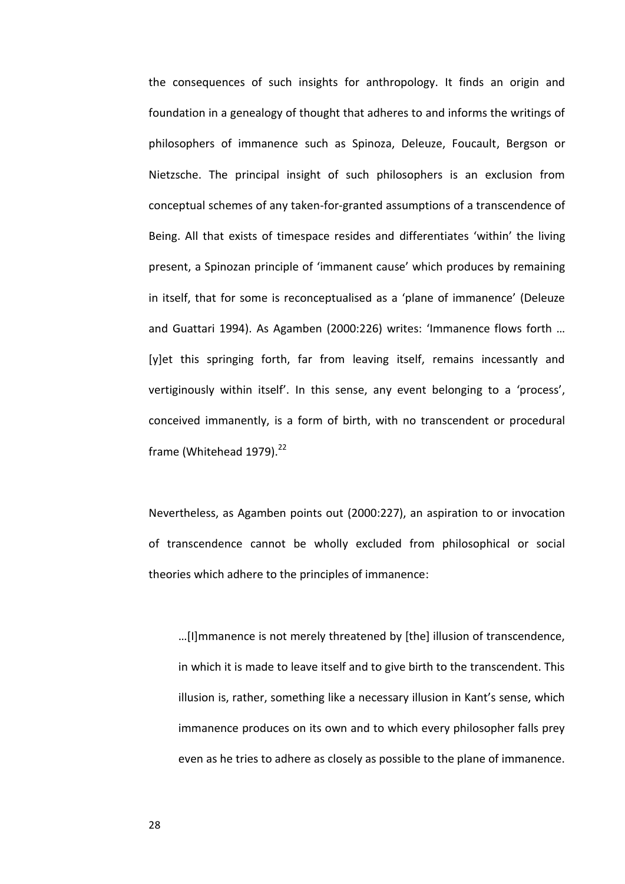the consequences of such insights for anthropology. It finds an origin and foundation in a genealogy of thought that adheres to and informs the writings of philosophers of immanence such as Spinoza, Deleuze, Foucault, Bergson or Nietzsche. The principal insight of such philosophers is an exclusion from conceptual schemes of any taken-for-granted assumptions of a transcendence of Being. All that exists of timespace resides and differentiates 'within' the living present, a Spinozan principle of 'immanent cause' which produces by remaining in itself, that for some is reconceptualised as a 'plane of immanence' (Deleuze and Guattari 1994). As Agamben (2000:226) writes: 'Immanence flows forth … [y]et this springing forth, far from leaving itself, remains incessantly and vertiginously within itself'. In this sense, any event belonging to a 'process', conceived immanently, is a form of birth, with no transcendent or procedural frame (Whitehead 1979).[22]

Nevertheless, as Agamben points out (2000:227), an aspiration to or invocation of transcendence cannot be wholly excluded from philosophical or social theories which adhere to the principles of immanence:

> …[I]mmanence is not merely threatened by [the] illusion of transcendence, in which it is made to leave itself and to give birth to the transcendent. This illusion is, rather, something like a necessary illusion in Kant's sense, which immanence produces on its own and to which every philosopher falls prey even as he tries to adhere as closely as possible to the plane of immanence.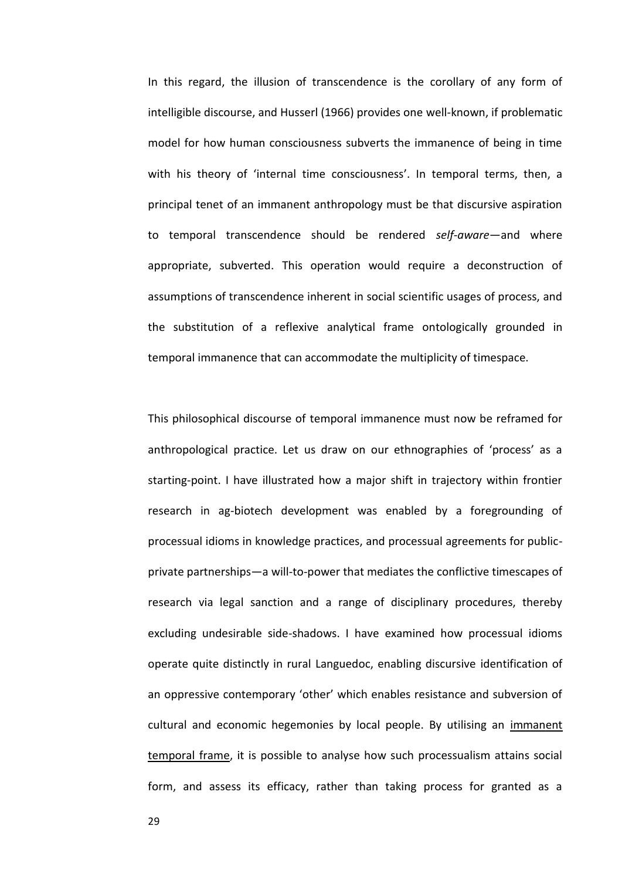In this regard, the illusion of transcendence is the corollary of any form of intelligible discourse, and Husserl (1966) provides one well-known, if problematic model for how human consciousness subverts the immanence of being in time with his theory of 'internal time consciousness'. In temporal terms, then, a principal tenet of an immanent anthropology must be that discursive aspiration to temporal transcendence should be rendered *self-aware*—and where appropriate, subverted. This operation would require a deconstruction of assumptions of transcendence inherent in social scientific usages of process, and the substitution of a reflexive analytical frame ontologically grounded in temporal immanence that can accommodate the multiplicity of timespace.

This philosophical discourse of temporal immanence must now be reframed for anthropological practice. Let us draw on our ethnographies of 'process' as a starting-point. I have illustrated how a major shift in trajectory within frontier research in ag-biotech development was enabled by a foregrounding of processual idioms in knowledge practices, and processual agreements for public-private partnerships—a will-to-power that mediates the conflictive timescapes of research via legal sanction and a range of disciplinary procedures, thereby excluding undesirable side-shadows. I have examined how processual idioms operate quite distinctly in rural Languedoc, enabling discursive identification of an oppressive contemporary 'other' which enables resistance and subversion of cultural and economic hegemonies by local people. By utilising an <u>immanent temporal frame</u>, it is possible to analyse how such processualism attains social form, and assess its efficacy, rather than taking process for granted as a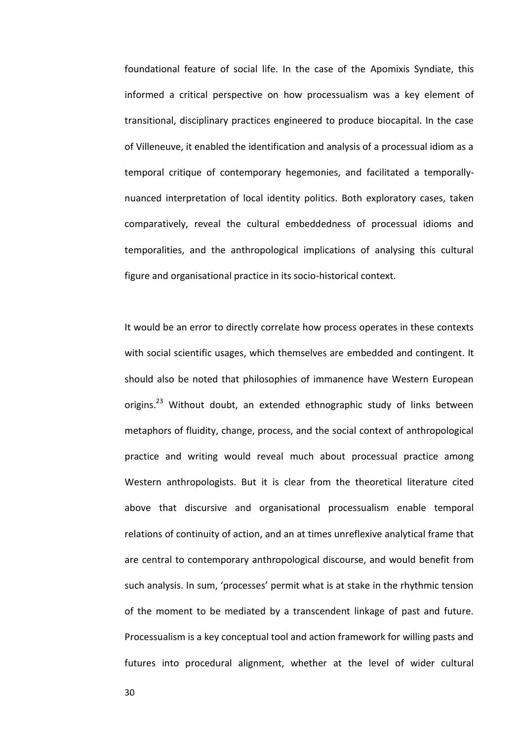foundational feature of social life. In the case of the Apomixis Syndiate, this informed a critical perspective on how processualism was a key element of transitional, disciplinary practices engineered to produce biocapital. In the case of Villeneuve, it enabled the identification and analysis of a processual idiom as a temporal critique of contemporary hegemonies, and facilitated a temporally-nuanced interpretation of local identity politics. Both exploratory cases, taken comparatively, reveal the cultural embeddedness of processual idioms and temporalities, and the anthropological implications of analysing this cultural figure and organisational practice in its socio-historical context.

It would be an error to directly correlate how process operates in these contexts with social scientific usages, which themselves are embedded and contingent. It should also be noted that philosophies of immanence have Western European origins.[23] Without doubt, an extended ethnographic study of links between metaphors of fluidity, change, process, and the social context of anthropological practice and writing would reveal much about processual practice among Western anthropologists. But it is clear from the theoretical literature cited above that discursive and organisational processualism enable temporal relations of continuity of action, and an at times unreflexive analytical frame that are central to contemporary anthropological discourse, and would benefit from such analysis. In sum, 'processes' permit what is at stake in the rhythmic tension of the moment to be mediated by a transcendent linkage of past and future. Processualism is a key conceptual tool and action framework for willing pasts and futures into procedural alignment, whether at the level of wider cultural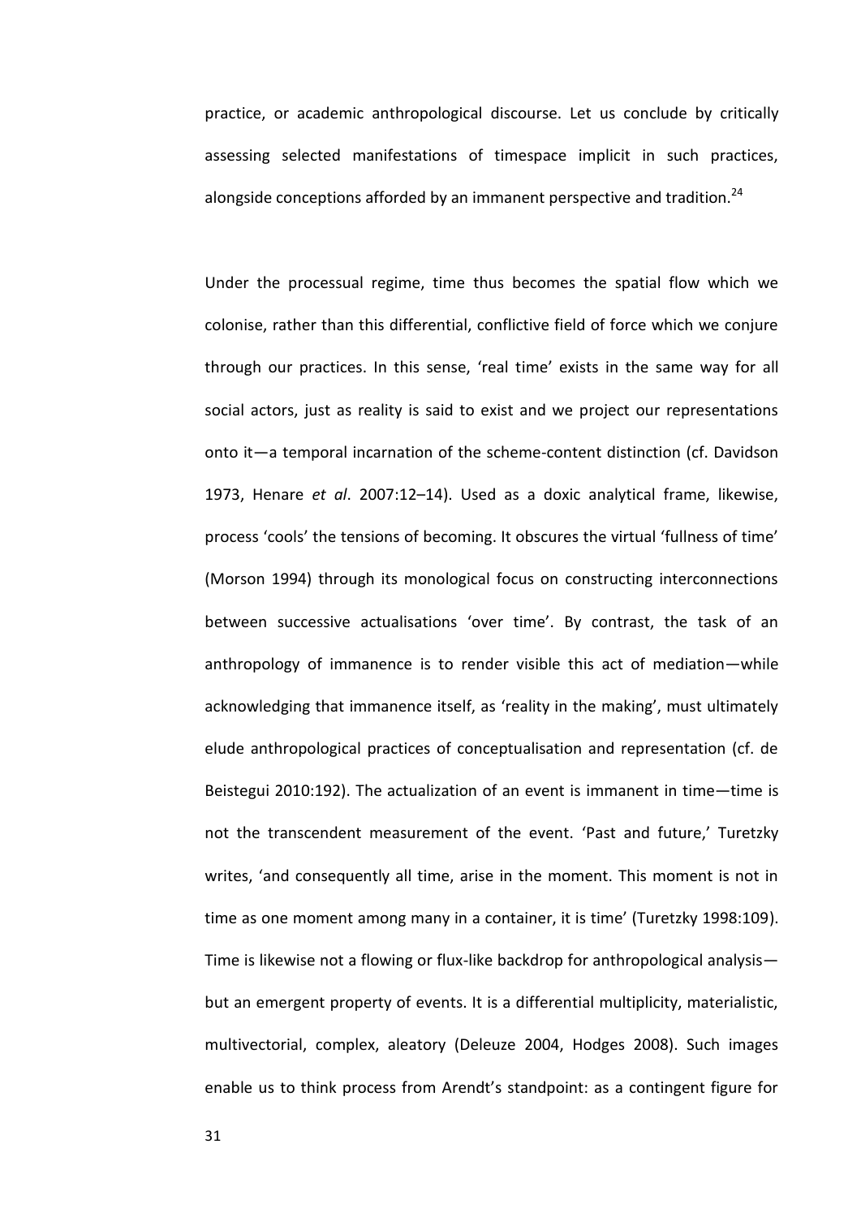practice, or academic anthropological discourse. Let us conclude by critically assessing selected manifestations of timespace implicit in such practices, alongside conceptions afforded by an immanent perspective and tradition.[24]

Under the processual regime, time thus becomes the spatial flow which we colonise, rather than this differential, conflictive field of force which we conjure through our practices. In this sense, 'real time' exists in the same way for all social actors, just as reality is said to exist and we project our representations onto it—a temporal incarnation of the scheme-content distinction (cf. Davidson 1973, Henare *et al*. 2007:12–14). Used as a doxic analytical frame, likewise, process 'cools' the tensions of becoming. It obscures the virtual 'fullness of time' (Morson 1994) through its monological focus on constructing interconnections between successive actualisations 'over time'. By contrast, the task of an anthropology of immanence is to render visible this act of mediation—while acknowledging that immanence itself, as 'reality in the making', must ultimately elude anthropological practices of conceptualisation and representation (cf. de Beistegui 2010:192). The actualization of an event is immanent in time—time is not the transcendent measurement of the event. 'Past and future,' Turetzky writes, 'and consequently all time, arise in the moment. This moment is not in time as one moment among many in a container, it is time' (Turetzky 1998:109). Time is likewise not a flowing or flux-like backdrop for anthropological analysis—but an emergent property of events. It is a differential multiplicity, materialistic, multivectorial, complex, aleatory (Deleuze 2004, Hodges 2008). Such images enable us to think process from Arendt's standpoint: as a contingent figure for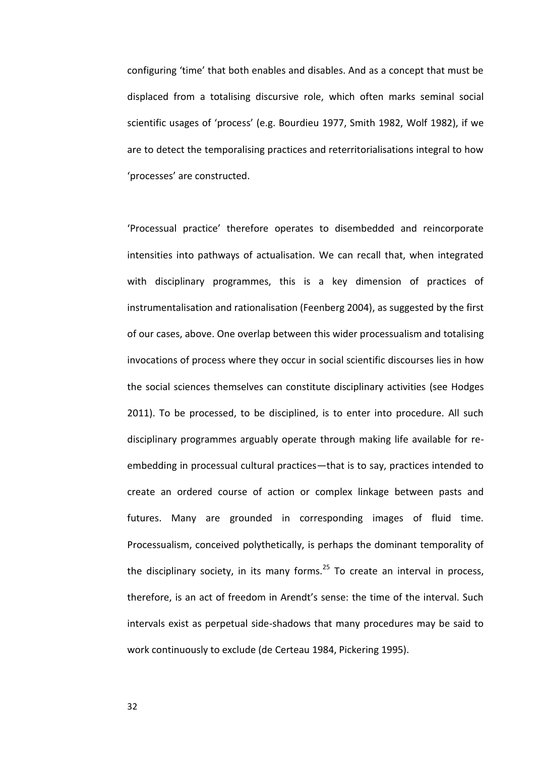configuring 'time' that both enables and disables. And as a concept that must be displaced from a totalising discursive role, which often marks seminal social scientific usages of 'process' (e.g. Bourdieu 1977, Smith 1982, Wolf 1982), if we are to detect the temporalising practices and reterritorialisations integral to how 'processes' are constructed.

'Processual practice' therefore operates to disembedded and reincorporate intensities into pathways of actualisation. We can recall that, when integrated with disciplinary programmes, this is a key dimension of practices of instrumentalisation and rationalisation (Feenberg 2004), as suggested by the first of our cases, above. One overlap between this wider processualism and totalising invocations of process where they occur in social scientific discourses lies in how the social sciences themselves can constitute disciplinary activities (see Hodges 2011). To be processed, to be disciplined, is to enter into procedure. All such disciplinary programmes arguably operate through making life available for re-embedding in processual cultural practices—that is to say, practices intended to create an ordered course of action or complex linkage between pasts and futures. Many are grounded in corresponding images of fluid time. Processualism, conceived polythetically, is perhaps the dominant temporality of the disciplinary society, in its many forms.[25] To create an interval in process, therefore, is an act of freedom in Arendt's sense: the time of the interval. Such intervals exist as perpetual side-shadows that many procedures may be said to work continuously to exclude (de Certeau 1984, Pickering 1995).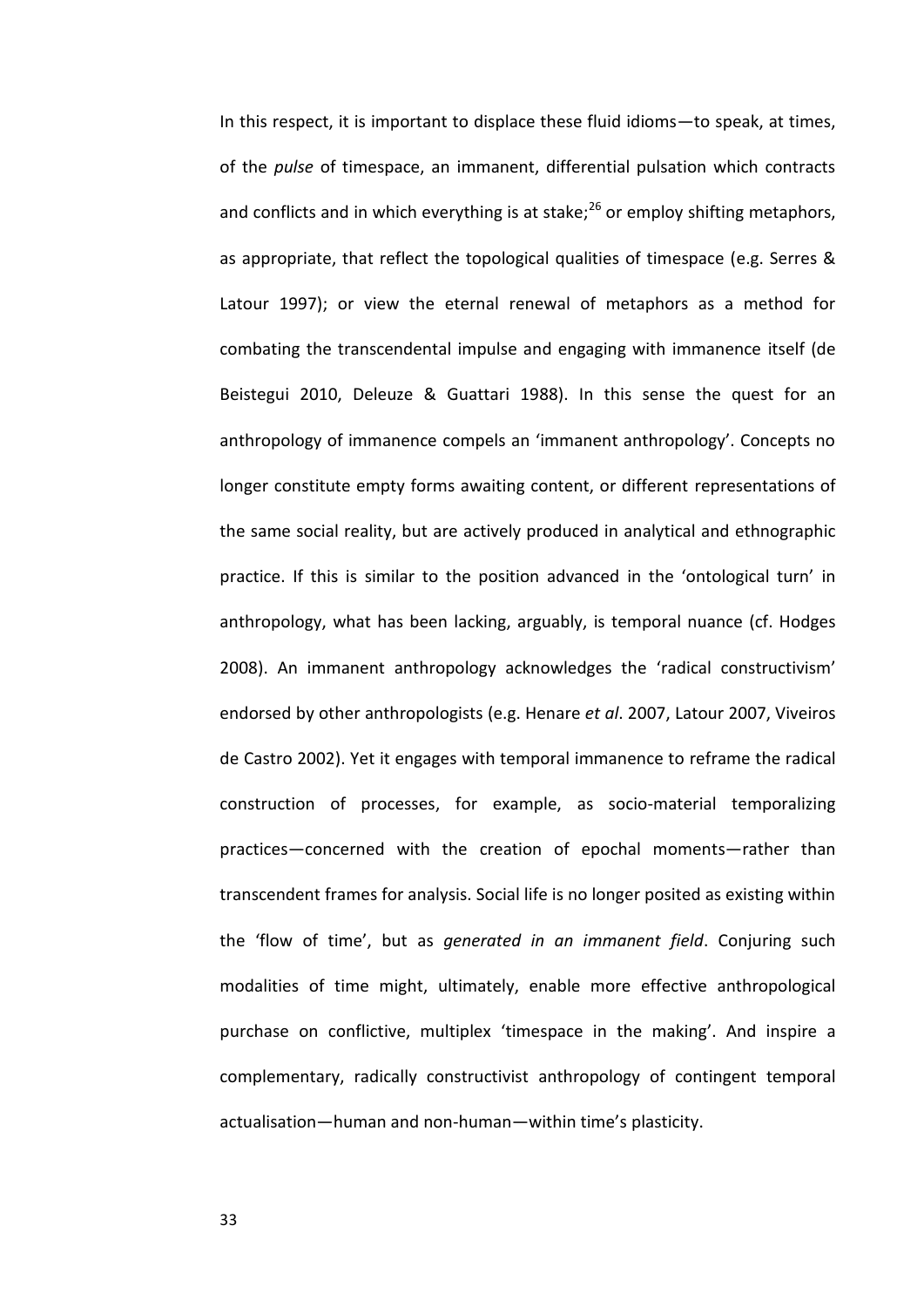In this respect, it is important to displace these fluid idioms—to speak, at times, of the *pulse* of timespace, an immanent, differential pulsation which contracts and conflicts and in which everything is at stake;[26] or employ shifting metaphors, as appropriate, that reflect the topological qualities of timespace (e.g. Serres & Latour 1997); or view the eternal renewal of metaphors as a method for combating the transcendental impulse and engaging with immanence itself (de Beistegui 2010, Deleuze & Guattari 1988). In this sense the quest for an anthropology of immanence compels an 'immanent anthropology'. Concepts no longer constitute empty forms awaiting content, or different representations of the same social reality, but are actively produced in analytical and ethnographic practice. If this is similar to the position advanced in the 'ontological turn' in anthropology, what has been lacking, arguably, is temporal nuance (cf. Hodges 2008). An immanent anthropology acknowledges the 'radical constructivism' endorsed by other anthropologists (e.g. Henare *et al*. 2007, Latour 2007, Viveiros de Castro 2002). Yet it engages with temporal immanence to reframe the radical construction of processes, for example, as socio-material temporalizing practices—concerned with the creation of epochal moments—rather than transcendent frames for analysis. Social life is no longer posited as existing within the 'flow of time', but as *generated in an immanent field*. Conjuring such modalities of time might, ultimately, enable more effective anthropological purchase on conflictive, multiplex 'timespace in the making'. And inspire a complementary, radically constructivist anthropology of contingent temporal actualisation—human and non-human—within time's plasticity.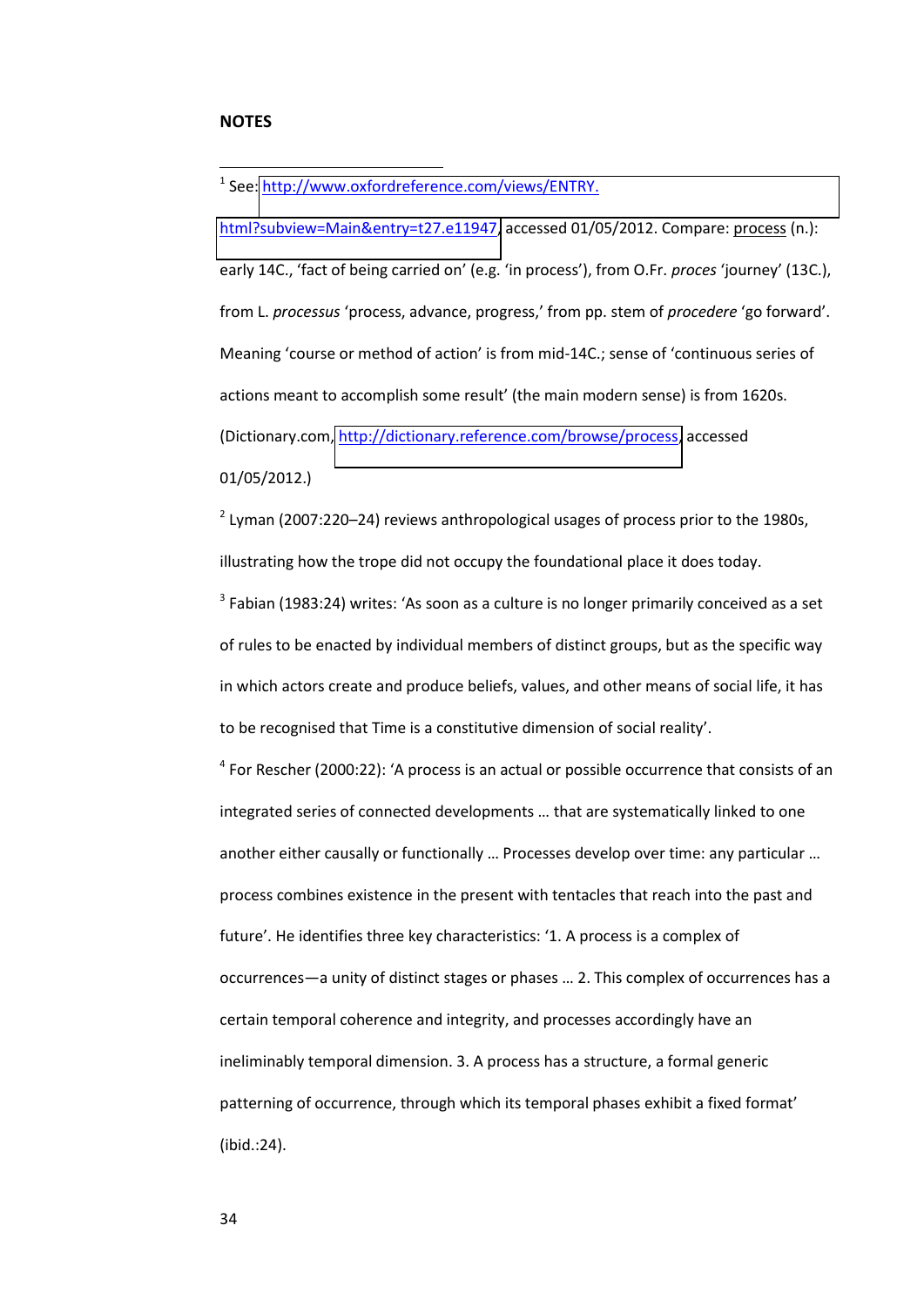**NOTES**

[1] See: http://www.oxfordreference.com/views/ENTRY.html?subview=Main&entry=t27.e11947, accessed 01/05/2012. Compare: process (n.): early 14C., 'fact of being carried on' (e.g. 'in process'), from O.Fr. *proces* 'journey' (13C.), from L. *processus* 'process, advance, progress,' from pp. stem of *procedere* 'go forward'. Meaning 'course or method of action' is from mid-14C.; sense of 'continuous series of actions meant to accomplish some result' (the main modern sense) is from 1620s. (Dictionary.com, http://dictionary.reference.com/browse/process, accessed 01/05/2012.)

[2] Lyman (2007:220–24) reviews anthropological usages of process prior to the 1980s, illustrating how the trope did not occupy the foundational place it does today.

[3] Fabian (1983:24) writes: 'As soon as a culture is no longer primarily conceived as a set of rules to be enacted by individual members of distinct groups, but as the specific way in which actors create and produce beliefs, values, and other means of social life, it has to be recognised that Time is a constitutive dimension of social reality'.

[4] For Rescher (2000:22): 'A process is an actual or possible occurrence that consists of an integrated series of connected developments … that are systematically linked to one another either causally or functionally … Processes develop over time: any particular … process combines existence in the present with tentacles that reach into the past and future'. He identifies three key characteristics: '1. A process is a complex of occurrences—a unity of distinct stages or phases … 2. This complex of occurrences has a certain temporal coherence and integrity, and processes accordingly have an ineliminably temporal dimension. 3. A process has a structure, a formal generic patterning of occurrence, through which its temporal phases exhibit a fixed format' (ibid.:24).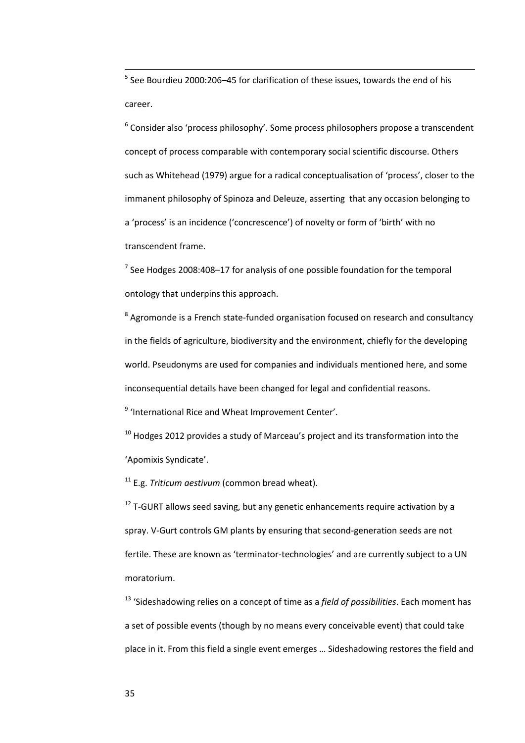[5] See Bourdieu 2000:206–45 for clarification of these issues, towards the end of his career.

[6] Consider also 'process philosophy'. Some process philosophers propose a transcendent concept of process comparable with contemporary social scientific discourse. Others such as Whitehead (1979) argue for a radical conceptualisation of 'process', closer to the immanent philosophy of Spinoza and Deleuze, asserting that any occasion belonging to a 'process' is an incidence ('concrescence') of novelty or form of 'birth' with no transcendent frame.

[7] See Hodges 2008:408–17 for analysis of one possible foundation for the temporal ontology that underpins this approach.

[8] Agromonde is a French state-funded organisation focused on research and consultancy in the fields of agriculture, biodiversity and the environment, chiefly for the developing world. Pseudonyms are used for companies and individuals mentioned here, and some inconsequential details have been changed for legal and confidential reasons.

[9] 'International Rice and Wheat Improvement Center'.

[10] Hodges 2012 provides a study of Marceau's project and its transformation into the 'Apomixis Syndicate'.

[11] E.g. *Triticum aestivum* (common bread wheat).

[12] T-GURT allows seed saving, but any genetic enhancements require activation by a spray. V-Gurt controls GM plants by ensuring that second-generation seeds are not fertile. These are known as 'terminator-technologies' and are currently subject to a UN moratorium.

[13] 'Sideshadowing relies on a concept of time as a *field of possibilities*. Each moment has a set of possible events (though by no means every conceivable event) that could take place in it. From this field a single event emerges … Sideshadowing restores the field and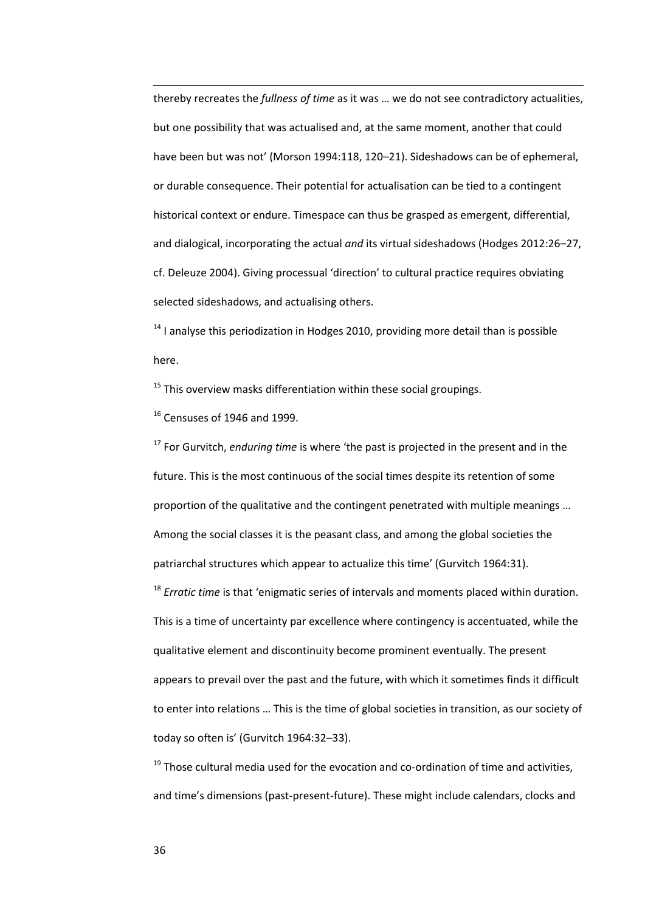thereby recreates the *fullness of time* as it was … we do not see contradictory actualities, but one possibility that was actualised and, at the same moment, another that could have been but was not' (Morson 1994:118, 120–21). Sideshadows can be of ephemeral, or durable consequence. Their potential for actualisation can be tied to a contingent historical context or endure. Timespace can thus be grasped as emergent, differential, and dialogical, incorporating the actual *and* its virtual sideshadows (Hodges 2012:26–27, cf. Deleuze 2004). Giving processual 'direction' to cultural practice requires obviating selected sideshadows, and actualising others.

[14] I analyse this periodization in Hodges 2010, providing more detail than is possible here.

[15] This overview masks differentiation within these social groupings.

[16] Censuses of 1946 and 1999.

[17] For Gurvitch, *enduring time* is where 'the past is projected in the present and in the future. This is the most continuous of the social times despite its retention of some proportion of the qualitative and the contingent penetrated with multiple meanings … Among the social classes it is the peasant class, and among the global societies the patriarchal structures which appear to actualize this time' (Gurvitch 1964:31).

[18] *Erratic time* is that 'enigmatic series of intervals and moments placed within duration. This is a time of uncertainty par excellence where contingency is accentuated, while the qualitative element and discontinuity become prominent eventually. The present appears to prevail over the past and the future, with which it sometimes finds it difficult to enter into relations … This is the time of global societies in transition, as our society of today so often is' (Gurvitch 1964:32–33).

[19] Those cultural media used for the evocation and co-ordination of time and activities, and time's dimensions (past-present-future). These might include calendars, clocks and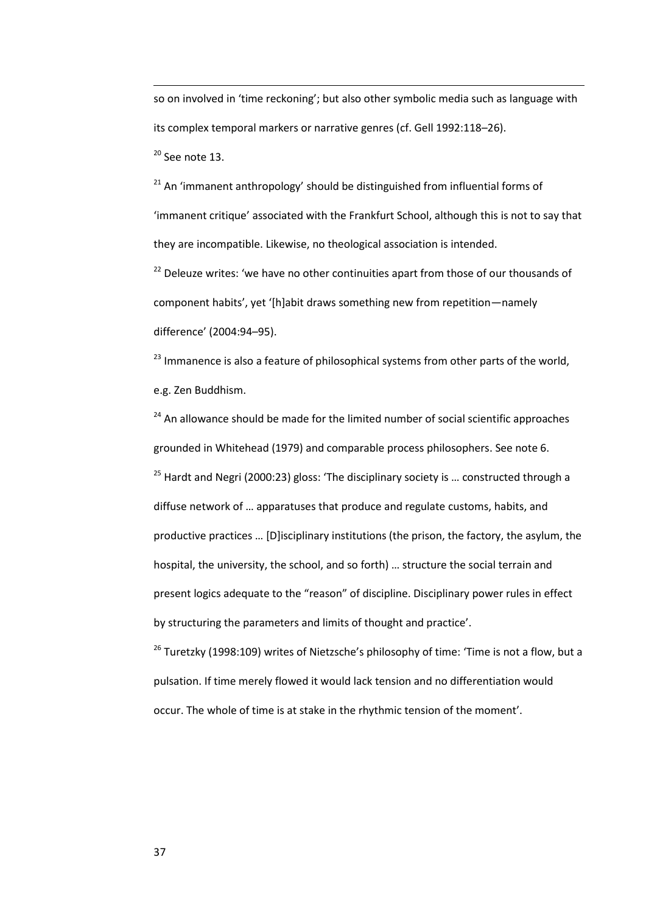so on involved in 'time reckoning'; but also other symbolic media such as language with its complex temporal markers or narrative genres (cf. Gell 1992:118–26).

[20] See note 13.

[21] An 'immanent anthropology' should be distinguished from influential forms of 'immanent critique' associated with the Frankfurt School, although this is not to say that they are incompatible. Likewise, no theological association is intended.

[22] Deleuze writes: 'we have no other continuities apart from those of our thousands of component habits', yet '[h]abit draws something new from repetition—namely difference' (2004:94–95).

[23] Immanence is also a feature of philosophical systems from other parts of the world, e.g. Zen Buddhism.

[24] An allowance should be made for the limited number of social scientific approaches grounded in Whitehead (1979) and comparable process philosophers. See note 6.

[25] Hardt and Negri (2000:23) gloss: 'The disciplinary society is … constructed through a diffuse network of … apparatuses that produce and regulate customs, habits, and productive practices … [D]isciplinary institutions (the prison, the factory, the asylum, the hospital, the university, the school, and so forth) … structure the social terrain and present logics adequate to the "reason" of discipline. Disciplinary power rules in effect by structuring the parameters and limits of thought and practice'.

[26] Turetzky (1998:109) writes of Nietzsche's philosophy of time: 'Time is not a flow, but a pulsation. If time merely flowed it would lack tension and no differentiation would occur. The whole of time is at stake in the rhythmic tension of the moment'.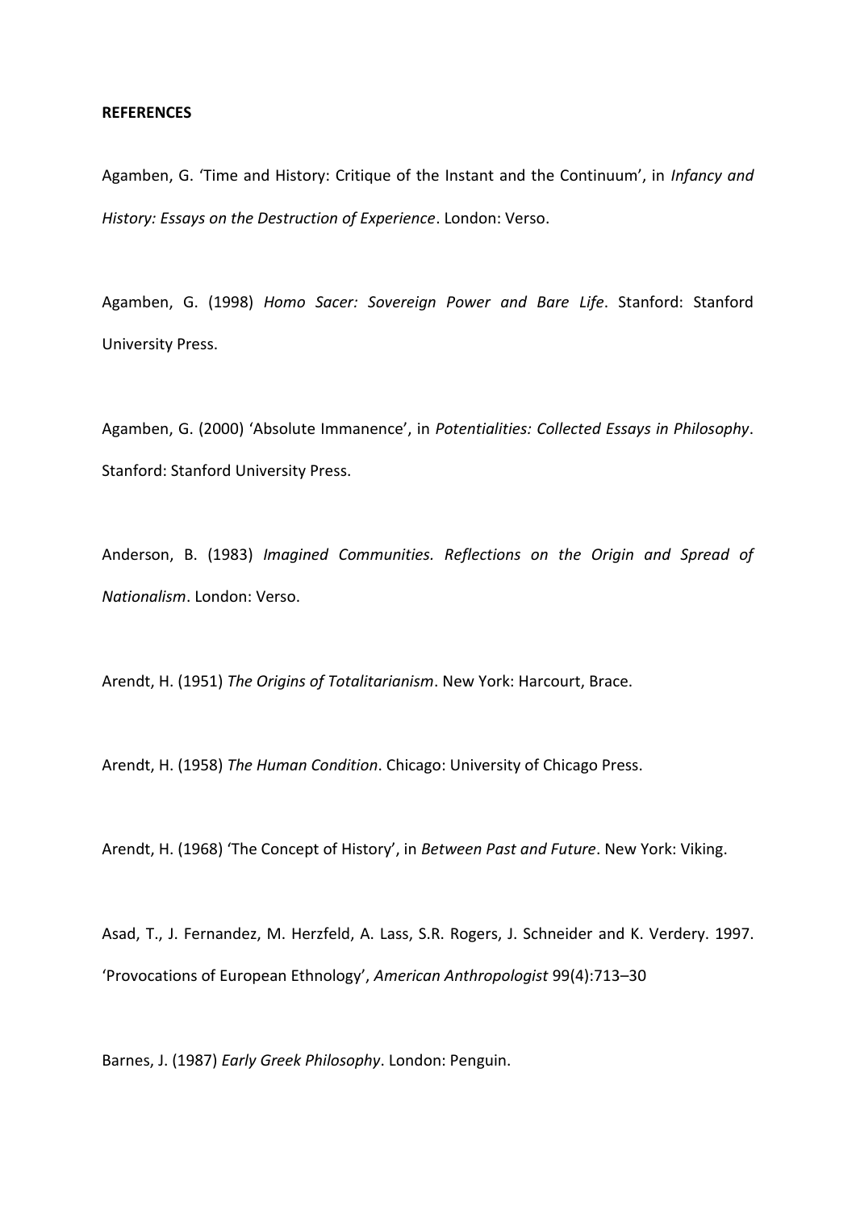**REFERENCES**

Agamben, G. 'Time and History: Critique of the Instant and the Continuum', in *Infancy and History: Essays on the Destruction of Experience*. London: Verso.

Agamben, G. (1998) *Homo Sacer: Sovereign Power and Bare Life*. Stanford: Stanford University Press.

Agamben, G. (2000) 'Absolute Immanence', in *Potentialities: Collected Essays in Philosophy*. Stanford: Stanford University Press.

Anderson, B. (1983) *Imagined Communities. Reflections on the Origin and Spread of Nationalism*. London: Verso.

Arendt, H. (1951) *The Origins of Totalitarianism*. New York: Harcourt, Brace.

Arendt, H. (1958) *The Human Condition*. Chicago: University of Chicago Press.

Arendt, H. (1968) 'The Concept of History', in *Between Past and Future*. New York: Viking.

Asad, T., J. Fernandez, M. Herzfeld, A. Lass, S.R. Rogers, J. Schneider and K. Verdery. 1997. 'Provocations of European Ethnology', *American Anthropologist* 99(4):713–30

Barnes, J. (1987) *Early Greek Philosophy*. London: Penguin.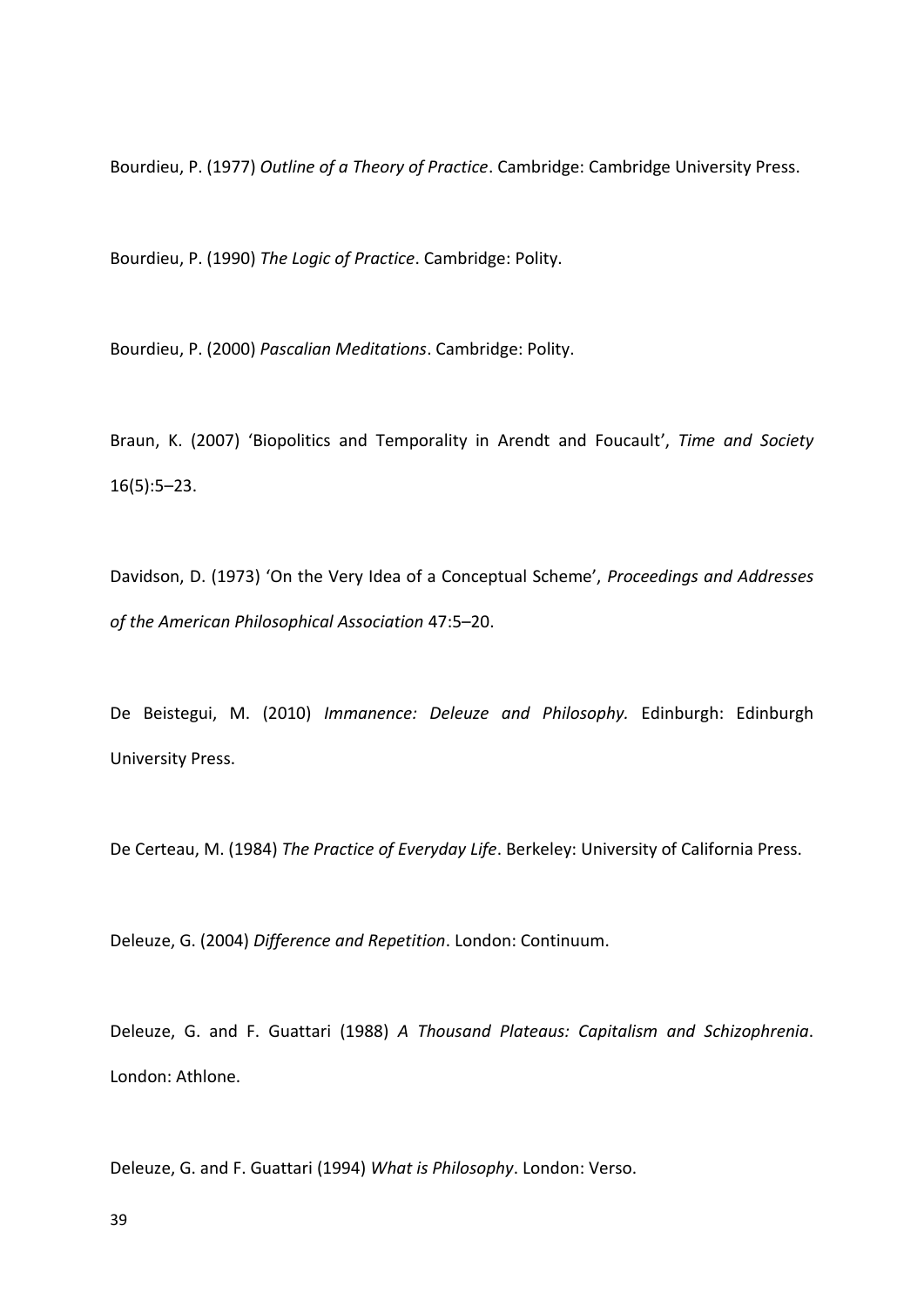Bourdieu, P. (1977) *Outline of a Theory of Practice*. Cambridge: Cambridge University Press.

Bourdieu, P. (1990) *The Logic of Practice*. Cambridge: Polity.

Bourdieu, P. (2000) *Pascalian Meditations*. Cambridge: Polity.

Braun, K. (2007) 'Biopolitics and Temporality in Arendt and Foucault', *Time and Society* 16(5):5–23.

Davidson, D. (1973) 'On the Very Idea of a Conceptual Scheme', *Proceedings and Addresses of the American Philosophical Association* 47:5–20.

De Beistegui, M. (2010) *Immanence: Deleuze and Philosophy.* Edinburgh: Edinburgh University Press.

De Certeau, M. (1984) *The Practice of Everyday Life*. Berkeley: University of California Press.

Deleuze, G. (2004) *Difference and Repetition*. London: Continuum.

Deleuze, G. and F. Guattari (1988) *A Thousand Plateaus: Capitalism and Schizophrenia*. London: Athlone.

Deleuze, G. and F. Guattari (1994) *What is Philosophy*. London: Verso.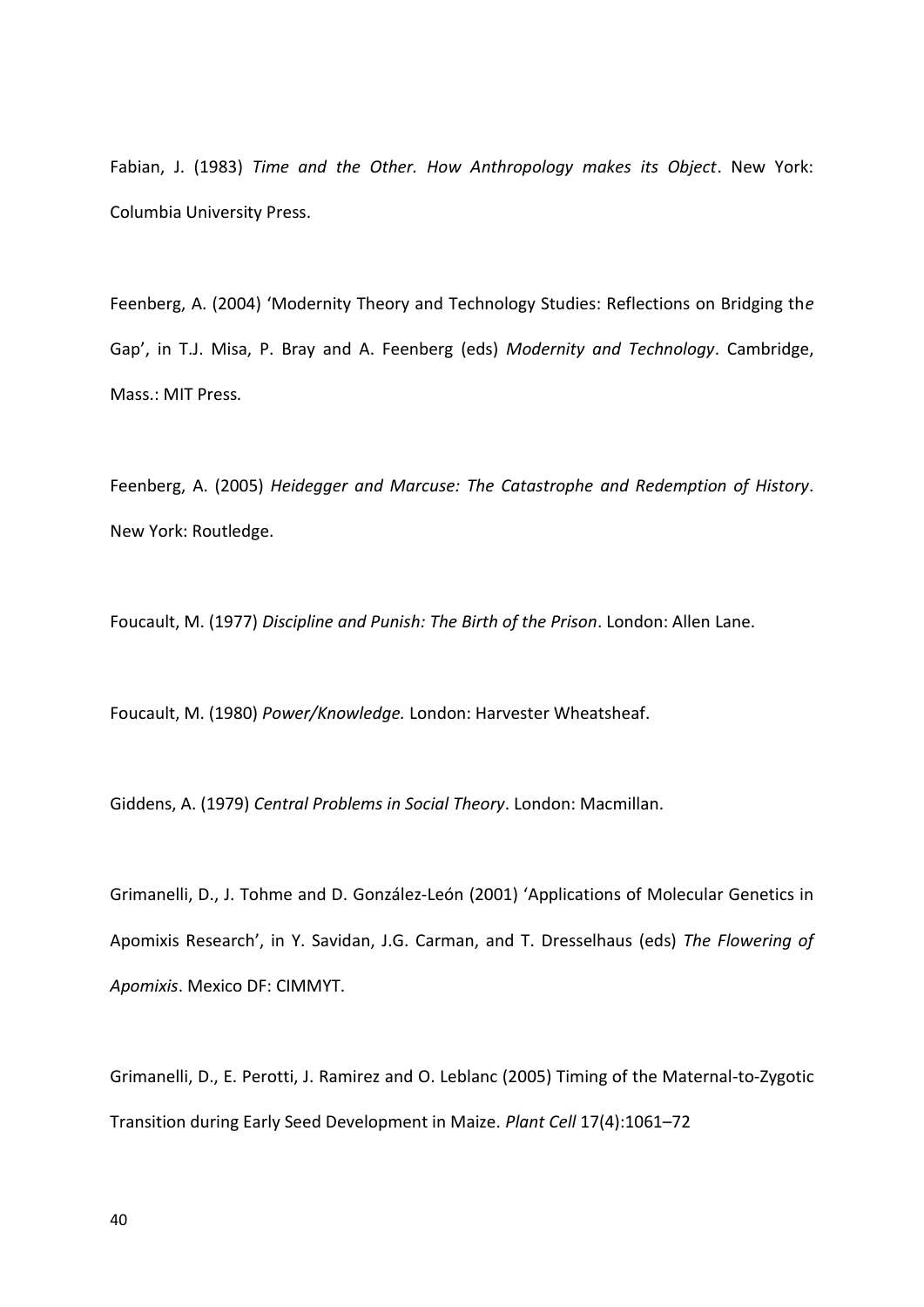Fabian, J. (1983) *Time and the Other. How Anthropology makes its Object*. New York: Columbia University Press.

Feenberg, A. (2004) 'Modernity Theory and Technology Studies: Reflections on Bridging the Gap', in T.J. Misa, P. Bray and A. Feenberg (eds) *Modernity and Technology*. Cambridge, Mass.: MIT Press.

Feenberg, A. (2005) *Heidegger and Marcuse: The Catastrophe and Redemption of History*. New York: Routledge.

Foucault, M. (1977) *Discipline and Punish: The Birth of the Prison*. London: Allen Lane.

Foucault, M. (1980) *Power/Knowledge.* London: Harvester Wheatsheaf.

Giddens, A. (1979) *Central Problems in Social Theory*. London: Macmillan.

Grimanelli, D., J. Tohme and D. González-León (2001) 'Applications of Molecular Genetics in Apomixis Research', in Y. Savidan, J.G. Carman, and T. Dresselhaus (eds) *The Flowering of Apomixis*. Mexico DF: CIMMYT.

Grimanelli, D., E. Perotti, J. Ramirez and O. Leblanc (2005) Timing of the Maternal-to-Zygotic Transition during Early Seed Development in Maize. *Plant Cell* 17(4):1061–72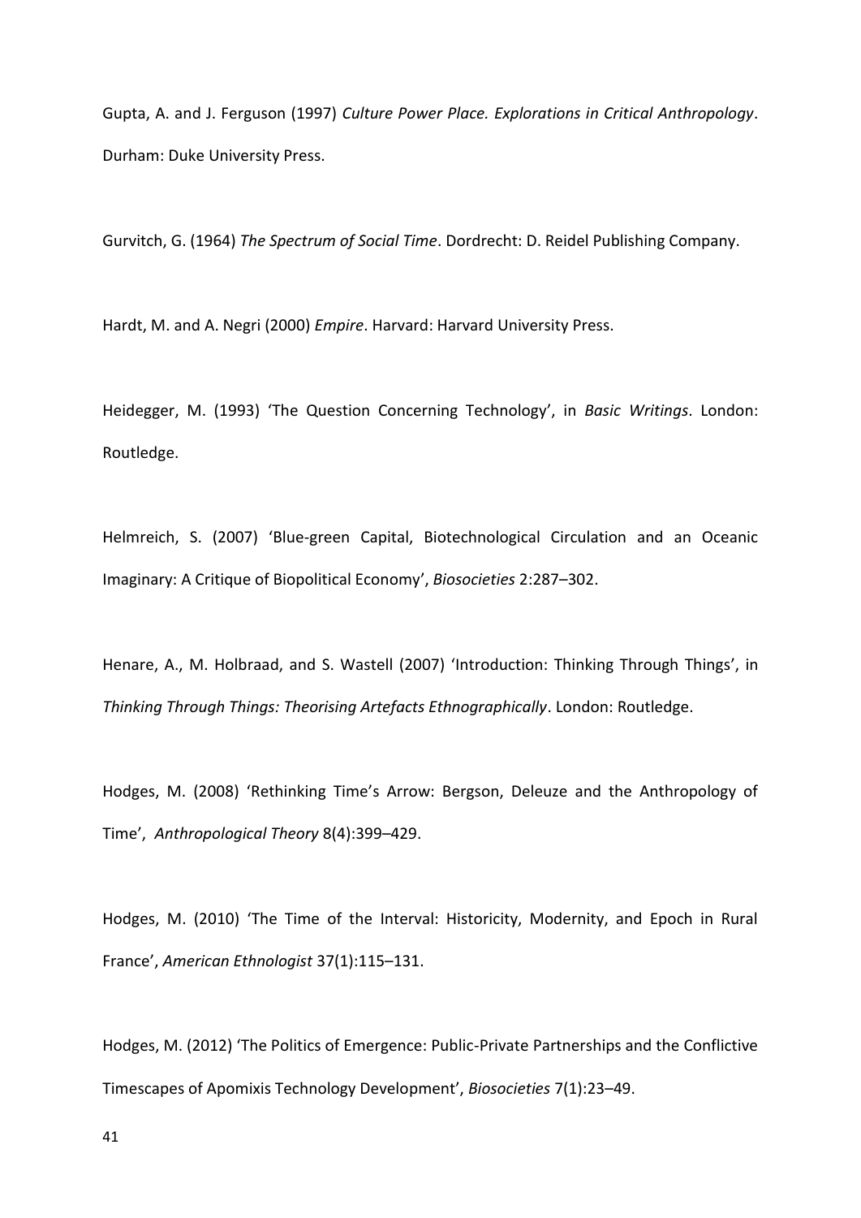Gupta, A. and J. Ferguson (1997) *Culture Power Place. Explorations in Critical Anthropology*. Durham: Duke University Press.

Gurvitch, G. (1964) *The Spectrum of Social Time*. Dordrecht: D. Reidel Publishing Company.

Hardt, M. and A. Negri (2000) *Empire*. Harvard: Harvard University Press.

Heidegger, M. (1993) 'The Question Concerning Technology', in *Basic Writings*. London: Routledge.

Helmreich, S. (2007) 'Blue-green Capital, Biotechnological Circulation and an Oceanic Imaginary: A Critique of Biopolitical Economy', *Biosocieties* 2:287–302.

Henare, A., M. Holbraad, and S. Wastell (2007) 'Introduction: Thinking Through Things', in *Thinking Through Things: Theorising Artefacts Ethnographically*. London: Routledge.

Hodges, M. (2008) 'Rethinking Time's Arrow: Bergson, Deleuze and the Anthropology of Time', *Anthropological Theory* 8(4):399–429.

Hodges, M. (2010) 'The Time of the Interval: Historicity, Modernity, and Epoch in Rural France', *American Ethnologist* 37(1):115–131.

Hodges, M. (2012) 'The Politics of Emergence: Public-Private Partnerships and the Conflictive Timescapes of Apomixis Technology Development', *Biosocieties* 7(1):23–49.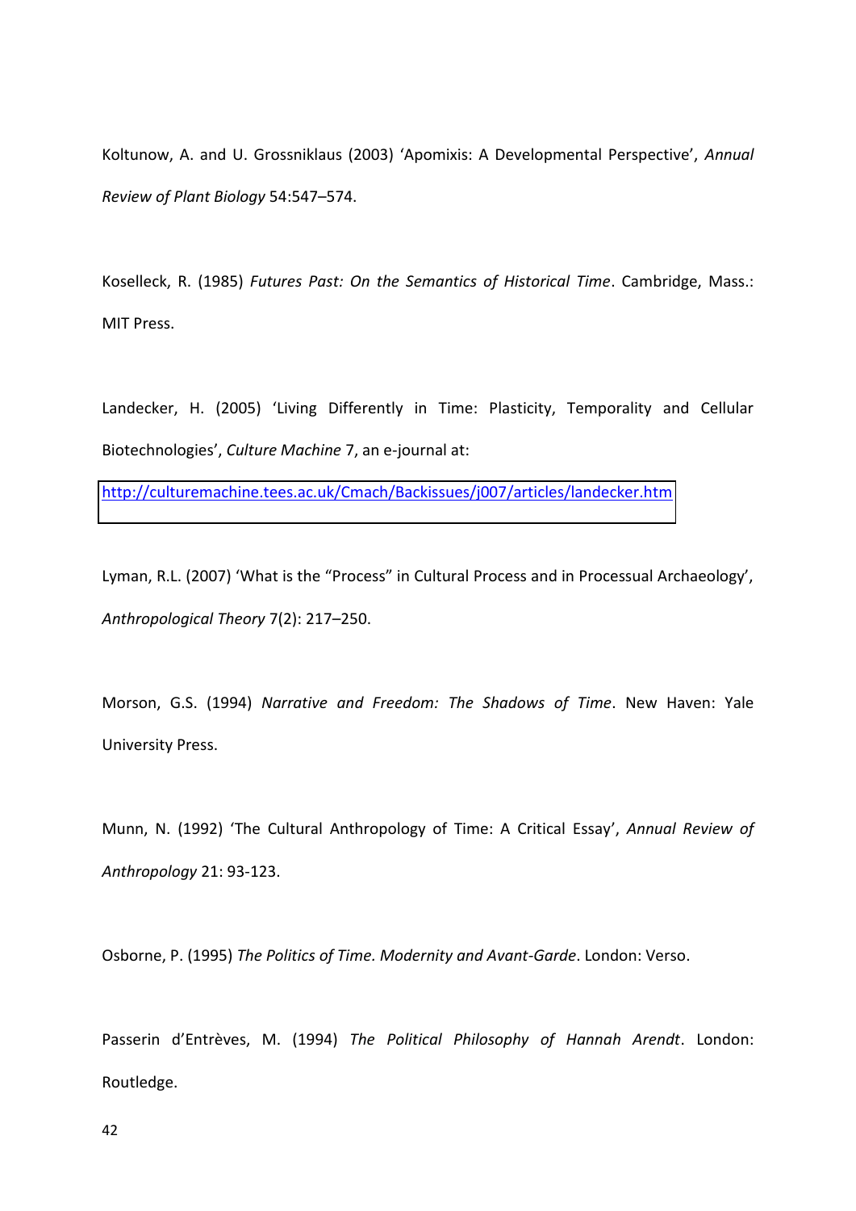Koltunow, A. and U. Grossniklaus (2003) 'Apomixis: A Developmental Perspective', *Annual Review of Plant Biology* 54:547–574.

Koselleck, R. (1985) *Futures Past: On the Semantics of Historical Time*. Cambridge, Mass.: MIT Press.

Landecker, H. (2005) 'Living Differently in Time: Plasticity, Temporality and Cellular Biotechnologies', *Culture Machine* 7, an e-journal at: http://culturemachine.tees.ac.uk/Cmach/Backissues/j007/articles/landecker.htm

Lyman, R.L. (2007) 'What is the "Process" in Cultural Process and in Processual Archaeology', *Anthropological Theory* 7(2): 217–250.

Morson, G.S. (1994) *Narrative and Freedom: The Shadows of Time*. New Haven: Yale University Press.

Munn, N. (1992) 'The Cultural Anthropology of Time: A Critical Essay', *Annual Review of Anthropology* 21: 93-123.

Osborne, P. (1995) *The Politics of Time. Modernity and Avant-Garde*. London: Verso.

Passerin d'Entrèves, M. (1994) *The Political Philosophy of Hannah Arendt*. London: Routledge.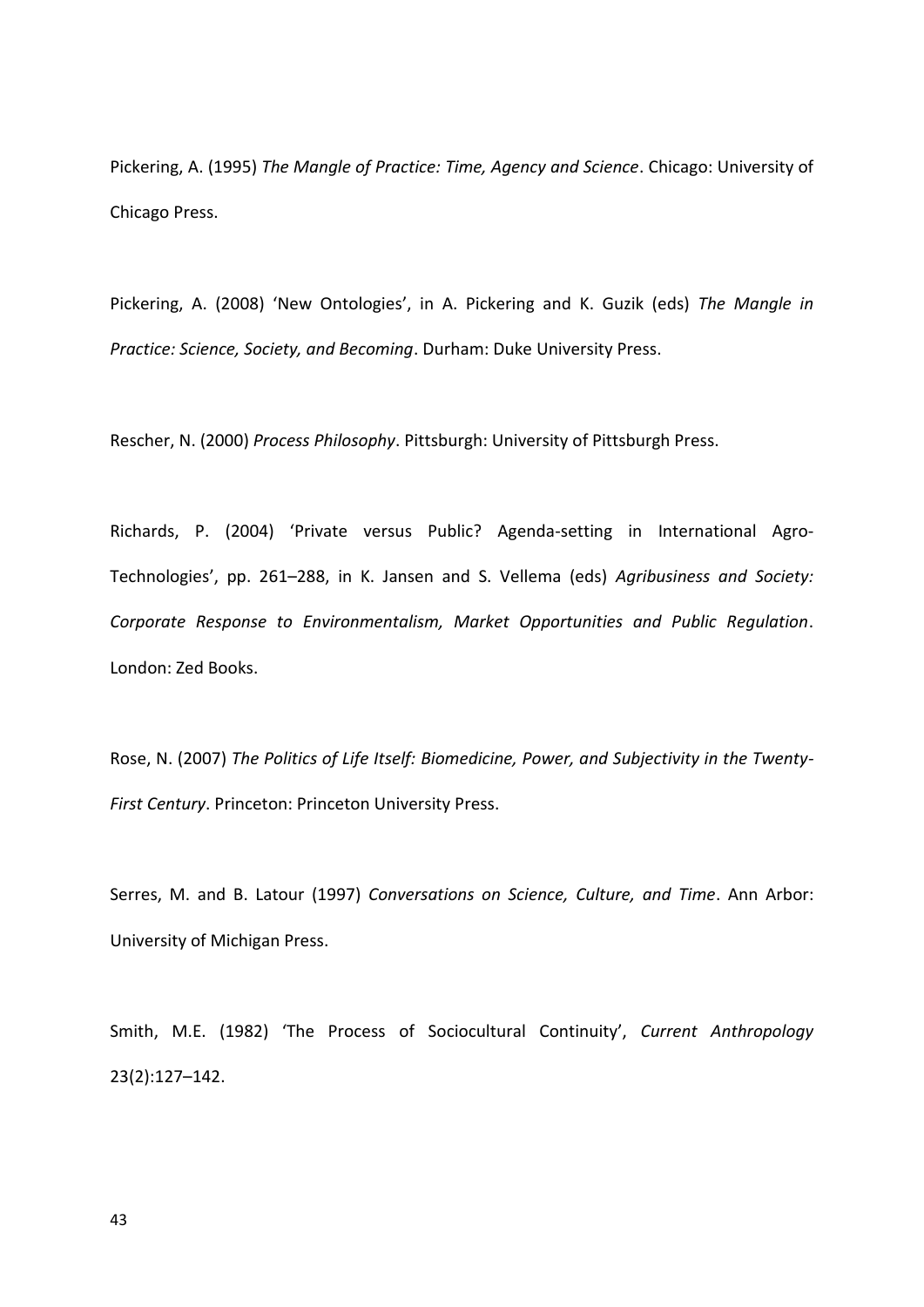Pickering, A. (1995) *The Mangle of Practice: Time, Agency and Science*. Chicago: University of Chicago Press.

Pickering, A. (2008) 'New Ontologies', in A. Pickering and K. Guzik (eds) *The Mangle in Practice: Science, Society, and Becoming*. Durham: Duke University Press.

Rescher, N. (2000) *Process Philosophy*. Pittsburgh: University of Pittsburgh Press.

Richards, P. (2004) 'Private versus Public? Agenda-setting in International Agro-Technologies', pp. 261–288, in K. Jansen and S. Vellema (eds) *Agribusiness and Society: Corporate Response to Environmentalism, Market Opportunities and Public Regulation*. London: Zed Books.

Rose, N. (2007) *The Politics of Life Itself: Biomedicine, Power, and Subjectivity in the Twenty-First Century*. Princeton: Princeton University Press.

Serres, M. and B. Latour (1997) *Conversations on Science, Culture, and Time*. Ann Arbor: University of Michigan Press.

Smith, M.E. (1982) 'The Process of Sociocultural Continuity', *Current Anthropology* 23(2):127–142.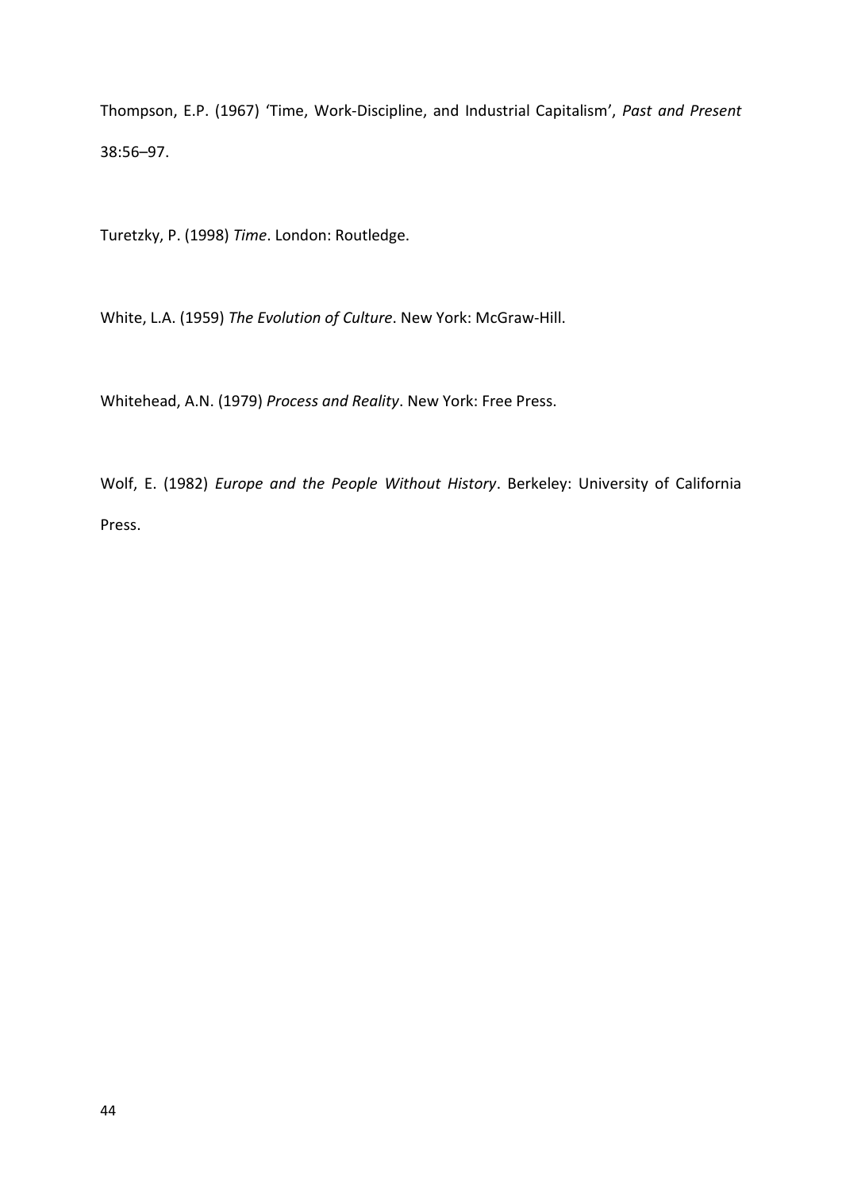Thompson, E.P. (1967) 'Time, Work-Discipline, and Industrial Capitalism', *Past and Present* 38:56–97.

Turetzky, P. (1998) *Time*. London: Routledge.

White, L.A. (1959) *The Evolution of Culture*. New York: McGraw-Hill.

Whitehead, A.N. (1979) *Process and Reality*. New York: Free Press.

Wolf, E. (1982) *Europe and the People Without History*. Berkeley: University of California Press.